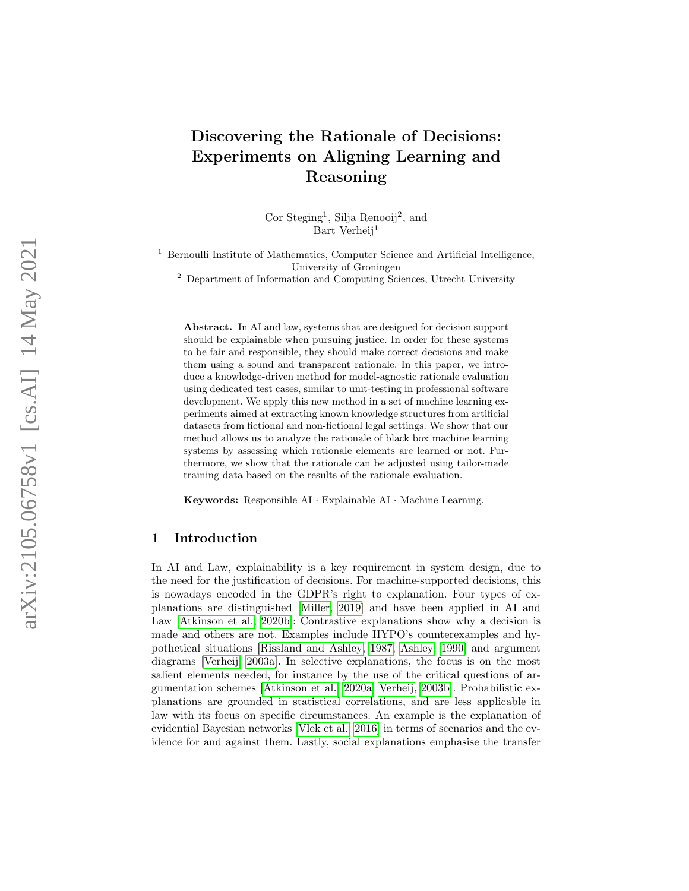# Discovering the Rationale of Decisions: Experiments on Aligning Learning and Reasoning

Cor Steging[1], Silja Renooij[2], and Bart Verheij[1]

[1] Bernoulli Institute of Mathematics, Computer Science and Artificial Intelligence, University of Groningen

[2] Department of Information and Computing Sciences, Utrecht University

**Abstract.** In AI and law, systems that are designed for decision support should be explainable when pursuing justice. In order for these systems to be fair and responsible, they should make correct decisions and make them using a sound and transparent rationale. In this paper, we introduce a knowledge-driven method for model-agnostic rationale evaluation using dedicated test cases, similar to unit-testing in professional software development. We apply this new method in a set of machine learning experiments aimed at extracting known knowledge structures from artificial datasets from fictional and non-fictional legal settings. We show that our method allows us to analyze the rationale of black box machine learning systems by assessing which rationale elements are learned or not. Furthermore, we show that the rationale can be adjusted using tailor-made training data based on the results of the rationale evaluation.

**Keywords:** Responsible AI · Explainable AI · Machine Learning.

## 1 Introduction

In AI and Law, explainability is a key requirement in system design, due to the need for the justification of decisions. For machine-supported decisions, this is nowadays encoded in the GDPR's right to explanation. Four types of explanations are distinguished [Miller, 2019] and have been applied in AI and Law [Atkinson et al., 2020b]: Contrastive explanations show why a decision is made and others are not. Examples include HYPO's counterexamples and hypothetical situations [Rissland and Ashley, 1987, Ashley, 1990] and argument diagrams [Verheij, 2003a]. In selective explanations, the focus is on the most salient elements needed, for instance by the use of the critical questions of argumentation schemes [Atkinson et al., 2020a, Verheij, 2003b]. Probabilistic explanations are grounded in statistical correlations, and are less applicable in law with its focus on specific circumstances. An example is the explanation of evidential Bayesian networks [Vlek et al., 2016] in terms of scenarios and the evidence for and against them. Lastly, social explanations emphasise the transfer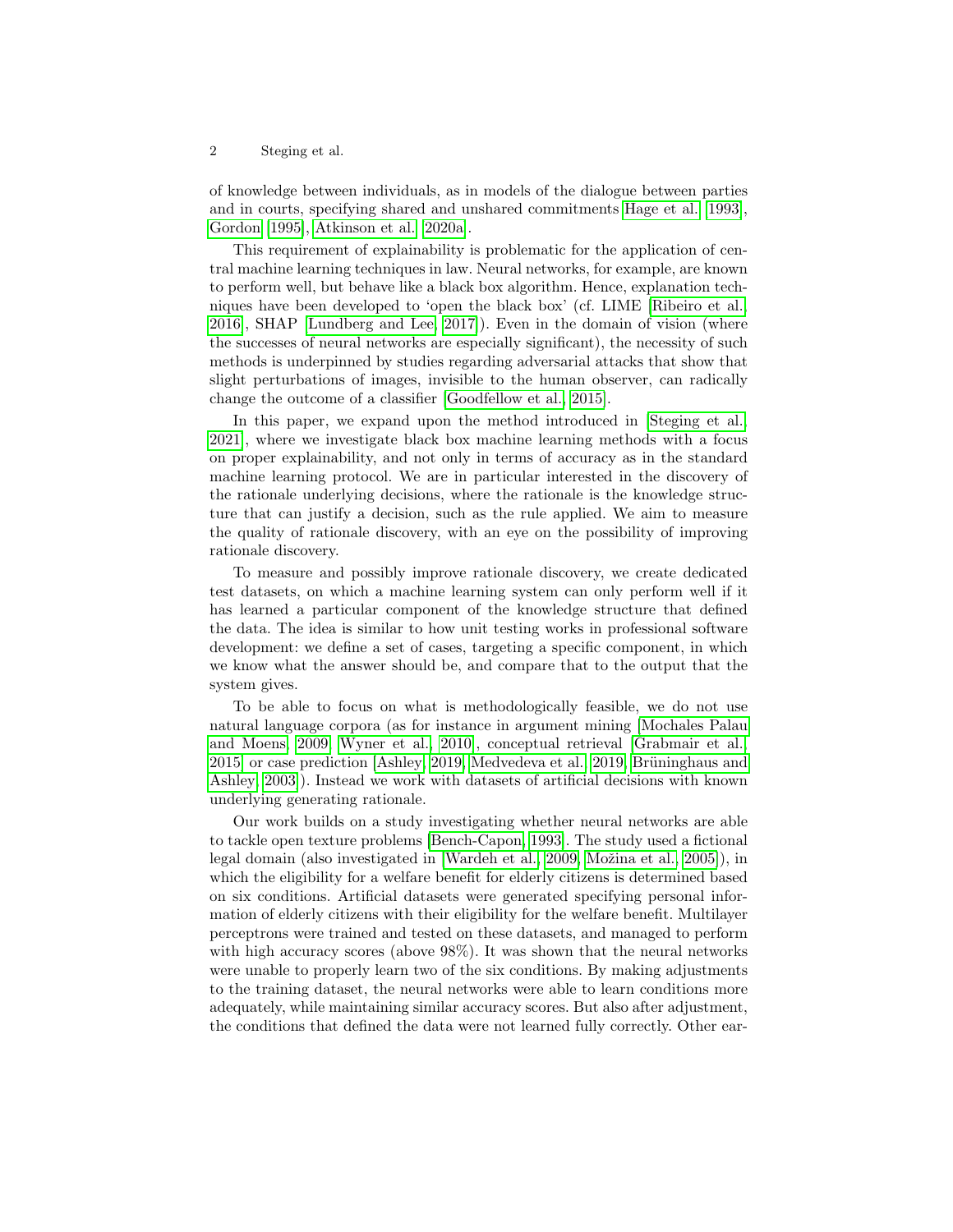of knowledge between individuals, as in models of the dialogue between parties and in courts, specifying shared and unshared commitments [Hage et al., 1993], Gordon [1995], Atkinson et al. [2020a].

This requirement of explainability is problematic for the application of central machine learning techniques in law. Neural networks, for example, are known to perform well, but behave like a black box algorithm. Hence, explanation techniques have been developed to 'open the black box' (cf. LIME [Ribeiro et al., 2016], SHAP [Lundberg and Lee, 2017]). Even in the domain of vision (where the successes of neural networks are especially significant), the necessity of such methods is underpinned by studies regarding adversarial attacks that show that slight perturbations of images, invisible to the human observer, can radically change the outcome of a classifier [Goodfellow et al., 2015].

In this paper, we expand upon the method introduced in [Steging et al., 2021], where we investigate black box machine learning methods with a focus on proper explainability, and not only in terms of accuracy as in the standard machine learning protocol. We are in particular interested in the discovery of the rationale underlying decisions, where the rationale is the knowledge structure that can justify a decision, such as the rule applied. We aim to measure the quality of rationale discovery, with an eye on the possibility of improving rationale discovery.

To measure and possibly improve rationale discovery, we create dedicated test datasets, on which a machine learning system can only perform well if it has learned a particular component of the knowledge structure that defined the data. The idea is similar to how unit testing works in professional software development: we define a set of cases, targeting a specific component, in which we know what the answer should be, and compare that to the output that the system gives.

To be able to focus on what is methodologically feasible, we do not use natural language corpora (as for instance in argument mining [Mochales Palau and Moens, 2009, Wyner et al., 2010], conceptual retrieval [Grabmair et al., 2015] or case prediction [Ashley, 2019, Medvedeva et al., 2019, Brüninghaus and Ashley, 2003]). Instead we work with datasets of artificial decisions with known underlying generating rationale.

Our work builds on a study investigating whether neural networks are able to tackle open texture problems [Bench-Capon, 1993]. The study used a fictional legal domain (also investigated in [Wardeh et al., 2009, Možina et al., 2005]), in which the eligibility for a welfare benefit for elderly citizens is determined based on six conditions. Artificial datasets were generated specifying personal information of elderly citizens with their eligibility for the welfare benefit. Multilayer perceptrons were trained and tested on these datasets, and managed to perform with high accuracy scores (above 98%). It was shown that the neural networks were unable to properly learn two of the six conditions. By making adjustments to the training dataset, the neural networks were able to learn conditions more adequately, while maintaining similar accuracy scores. But also after adjustment, the conditions that defined the data were not learned fully correctly. Other ear-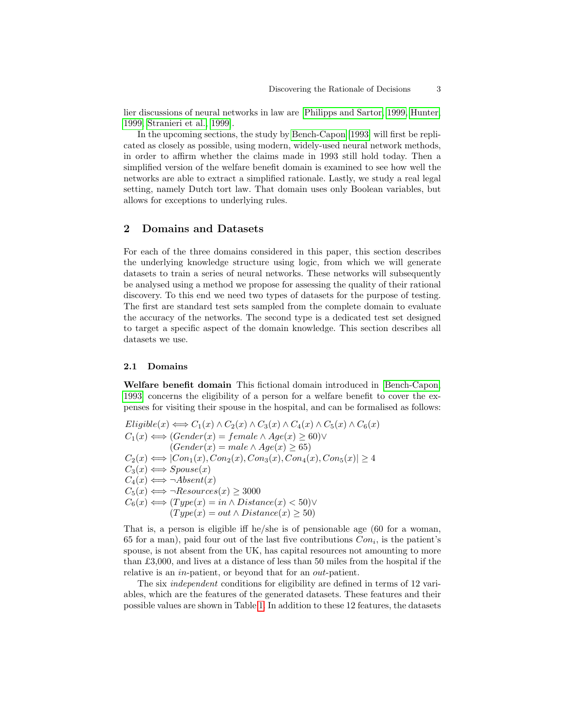lier discussions of neural networks in law are [Philipps and Sartor, 1999, Hunter, 1999, Stranieri et al., 1999].

In the upcoming sections, the study by Bench-Capon [1993] will first be replicated as closely as possible, using modern, widely-used neural network methods, in order to affirm whether the claims made in 1993 still hold today. Then a simplified version of the welfare benefit domain is examined to see how well the networks are able to extract a simplified rationale. Lastly, we study a real legal setting, namely Dutch tort law. That domain uses only Boolean variables, but allows for exceptions to underlying rules.

## 2 Domains and Datasets

For each of the three domains considered in this paper, this section describes the underlying knowledge structure using logic, from which we will generate datasets to train a series of neural networks. These networks will subsequently be analysed using a method we propose for assessing the quality of their rational discovery. To this end we need two types of datasets for the purpose of testing. The first are standard test sets sampled from the complete domain to evaluate the accuracy of the networks. The second type is a dedicated test set designed to target a specific aspect of the domain knowledge. This section describes all datasets we use.

### 2.1 Domains

**Welfare benefit domain** This fictional domain introduced in [Bench-Capon, 1993] concerns the eligibility of a person for a welfare benefit to cover the expenses for visiting their spouse in the hospital, and can be formalised as follows:

$$
\begin{aligned}
&Eligible(x) \iff C_1(x) \wedge C_2(x) \wedge C_3(x) \wedge C_4(x) \wedge C_5(x) \wedge C_6(x)\\
&C_1(x) \iff (Gender(x) = female \wedge Age(x) \geq 60) \vee\\
&\qquad\qquad (Gender(x) = male \wedge Age(x) \geq 65)\\
&C_2(x) \iff |Con_1(x), Con_2(x), Con_3(x), Con_4(x), Con_5(x)| \geq 4\\
&C_3(x) \iff Spouse(x)\\
&C_4(x) \iff \neg Absent(x)\\
&C_5(x) \iff \neg Resources(x) \geq 3000\\
&C_6(x) \iff (Type(x) = in \wedge Distance(x) < 50) \vee\\
&\qquad\qquad (Type(x) = out \wedge Distance(x) \geq 50)
\end{aligned}
$$

That is, a person is eligible iff he/she is of pensionable age (60 for a woman, 65 for a man), paid four out of the last five contributions $Con_i$, is the patient's spouse, is not absent from the UK, has capital resources not amounting to more than £3,000, and lives at a distance of less than 50 miles from the hospital if the relative is an *in*-patient, or beyond that for an *out*-patient.

The six *independent* conditions for eligibility are defined in terms of 12 variables, which are the features of the generated datasets. These features and their possible values are shown in Table 1. In addition to these 12 features, the datasets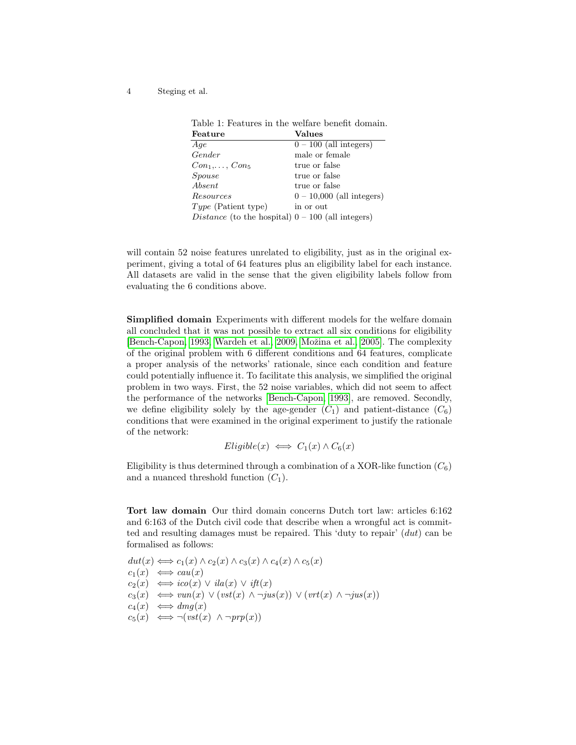Table 1: Features in the welfare benefit domain.

| Feature | Values |
|---|---|
| *Age* | 0 – 100 (all integers) |
| *Gender* | male or female |
| $Con_1, \ldots, Con_5$ | true or false |
| *Spouse* | true or false |
| *Absent* | true or false |
| *Resources* | 0 – 10,000 (all integers) |
| *Type* (Patient type) | in or out |
| *Distance* (to the hospital) | 0 – 100 (all integers) |

will contain 52 noise features unrelated to eligibility, just as in the original experiment, giving a total of 64 features plus an eligibility label for each instance. All datasets are valid in the sense that the given eligibility labels follow from evaluating the 6 conditions above.

**Simplified domain** Experiments with different models for the welfare domain all concluded that it was not possible to extract all six conditions for eligibility [Bench-Capon, 1993, Wardeh et al., 2009, Možina et al., 2005]. The complexity of the original problem with 6 different conditions and 64 features, complicate a proper analysis of the networks' rationale, since each condition and feature could potentially influence it. To facilitate this analysis, we simplified the original problem in two ways. First, the 52 noise variables, which did not seem to affect the performance of the networks [Bench-Capon, 1993], are removed. Secondly, we define eligibility solely by the age-gender ($C_1$) and patient-distance ($C_6$) conditions that were examined in the original experiment to justify the rationale of the network:

$$Eligible(x) \iff C_1(x) \land C_6(x)$$

Eligibility is thus determined through a combination of a XOR-like function ($C_6$) and a nuanced threshold function ($C_1$).

**Tort law domain** Our third domain concerns Dutch tort law: articles 6:162 and 6:163 of the Dutch civil code that describe when a wrongful act is committed and resulting damages must be repaired. This 'duty to repair' ($dut$) can be formalised as follows:

$$dut(x) \iff c_1(x) \land c_2(x) \land c_3(x) \land c_4(x) \land c_5(x)$$
$$c_1(x) \iff cau(x)$$
$$c_2(x) \iff ico(x) \lor ila(x) \lor ift(x)$$
$$c_3(x) \iff vun(x) \lor (vst(x) \land \neg jus(x)) \lor (vrt(x) \land \neg jus(x))$$
$$c_4(x) \iff dmg(x)$$
$$c_5(x) \iff \neg(vst(x) \land \neg prp(x))$$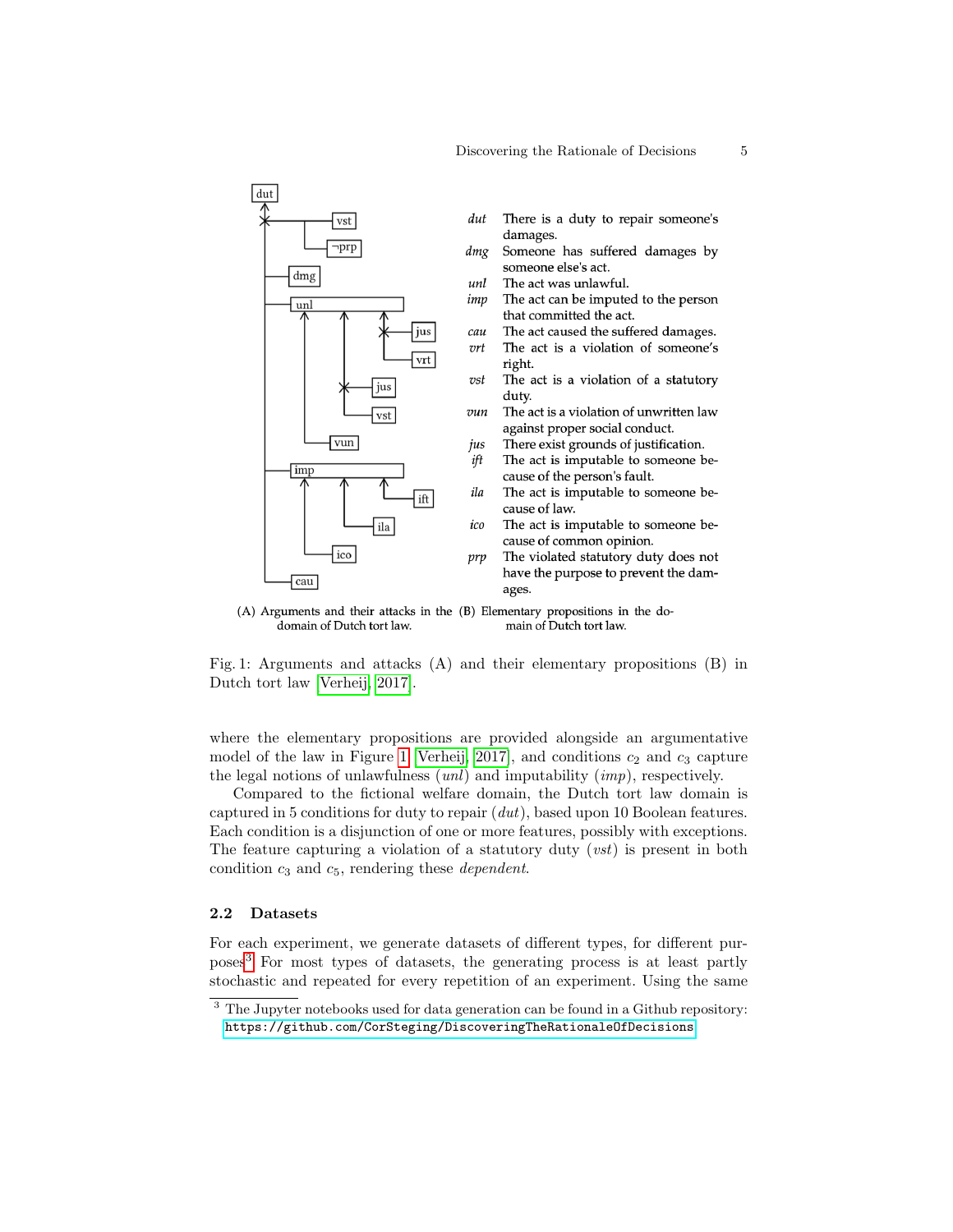(A) Arguments and their attacks in the domain of Dutch tort law.

| | |
|---|---|
| *dut* | There is a duty to repair someone's damages. |
| *dmg* | Someone has suffered damages by someone else's act. |
| *unl* | The act was unlawful. |
| *imp* | The act can be imputed to the person that committed the act. |
| *cau* | The act caused the suffered damages. |
| *vrt* | The act is a violation of someone's right. |
| *vst* | The act is a violation of a statutory duty. |
| *vun* | The act is a violation of unwritten law against proper social conduct. |
| *jus* | There exist grounds of justification. |
| *ift* | The act is imputable to someone because of the person's fault. |
| *ila* | The act is imputable to someone because of law. |
| *ico* | The act is imputable to someone because of common opinion. |
| *prp* | The violated statutory duty does not have the purpose to prevent the damages. |

(B) Elementary propositions in the domain of Dutch tort law.

Fig. 1: Arguments and attacks (A) and their elementary propositions (B) in Dutch tort law [Verheij, 2017].

where the elementary propositions are provided alongside an argumentative model of the law in Figure 1 [Verheij, 2017], and conditions $c_2$ and $c_3$ capture the legal notions of unlawfulness (*unl*) and imputability (*imp*), respectively.

Compared to the fictional welfare domain, the Dutch tort law domain is captured in 5 conditions for duty to repair (*dut*), based upon 10 Boolean features. Each condition is a disjunction of one or more features, possibly with exceptions. The feature capturing a violation of a statutory duty (*vst*) is present in both condition $c_3$ and $c_5$, rendering these *dependent*.

### 2.2 Datasets

For each experiment, we generate datasets of different types, for different purposes.[3] For most types of datasets, the generating process is at least partly stochastic and repeated for every repetition of an experiment. Using the same

[3] The Jupyter notebooks used for data generation can be found in a Github repository: https://github.com/CorSteging/DiscoveringTheRationaleOfDecisions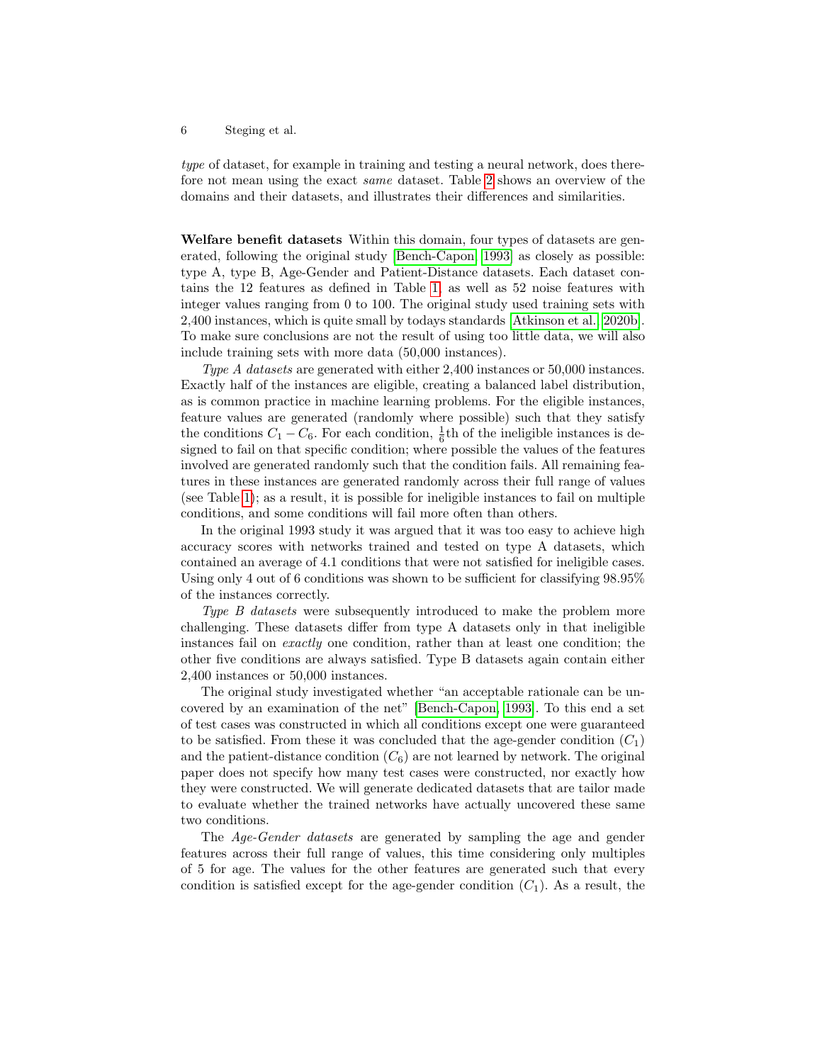*type* of dataset, for example in training and testing a neural network, does therefore not mean using the exact *same* dataset. Table 2 shows an overview of the domains and their datasets, and illustrates their differences and similarities.

**Welfare benefit datasets** Within this domain, four types of datasets are generated, following the original study [Bench-Capon, 1993] as closely as possible: type A, type B, Age-Gender and Patient-Distance datasets. Each dataset contains the 12 features as defined in Table 1, as well as 52 noise features with integer values ranging from 0 to 100. The original study used training sets with 2,400 instances, which is quite small by todays standards [Atkinson et al., 2020b]. To make sure conclusions are not the result of using too little data, we will also include training sets with more data (50,000 instances).

*Type A datasets* are generated with either 2,400 instances or 50,000 instances. Exactly half of the instances are eligible, creating a balanced label distribution, as is common practice in machine learning problems. For the eligible instances, feature values are generated (randomly where possible) such that they satisfy the conditions $C_1 - C_6$. For each condition, $\frac{1}{6}$th of the ineligible instances is designed to fail on that specific condition; where possible the values of the features involved are generated randomly such that the condition fails. All remaining features in these instances are generated randomly across their full range of values (see Table 1); as a result, it is possible for ineligible instances to fail on multiple conditions, and some conditions will fail more often than others.

In the original 1993 study it was argued that it was too easy to achieve high accuracy scores with networks trained and tested on type A datasets, which contained an average of 4.1 conditions that were not satisfied for ineligible cases. Using only 4 out of 6 conditions was shown to be sufficient for classifying 98.95% of the instances correctly.

*Type B datasets* were subsequently introduced to make the problem more challenging. These datasets differ from type A datasets only in that ineligible instances fail on *exactly* one condition, rather than at least one condition; the other five conditions are always satisfied. Type B datasets again contain either 2,400 instances or 50,000 instances.

The original study investigated whether "an acceptable rationale can be uncovered by an examination of the net" [Bench-Capon, 1993]. To this end a set of test cases was constructed in which all conditions except one were guaranteed to be satisfied. From these it was concluded that the age-gender condition ($C_1$) and the patient-distance condition ($C_6$) are not learned by network. The original paper does not specify how many test cases were constructed, nor exactly how they were constructed. We will generate dedicated datasets that are tailor made to evaluate whether the trained networks have actually uncovered these same two conditions.

The *Age-Gender datasets* are generated by sampling the age and gender features across their full range of values, this time considering only multiples of 5 for age. The values for the other features are generated such that every condition is satisfied except for the age-gender condition ($C_1$). As a result, the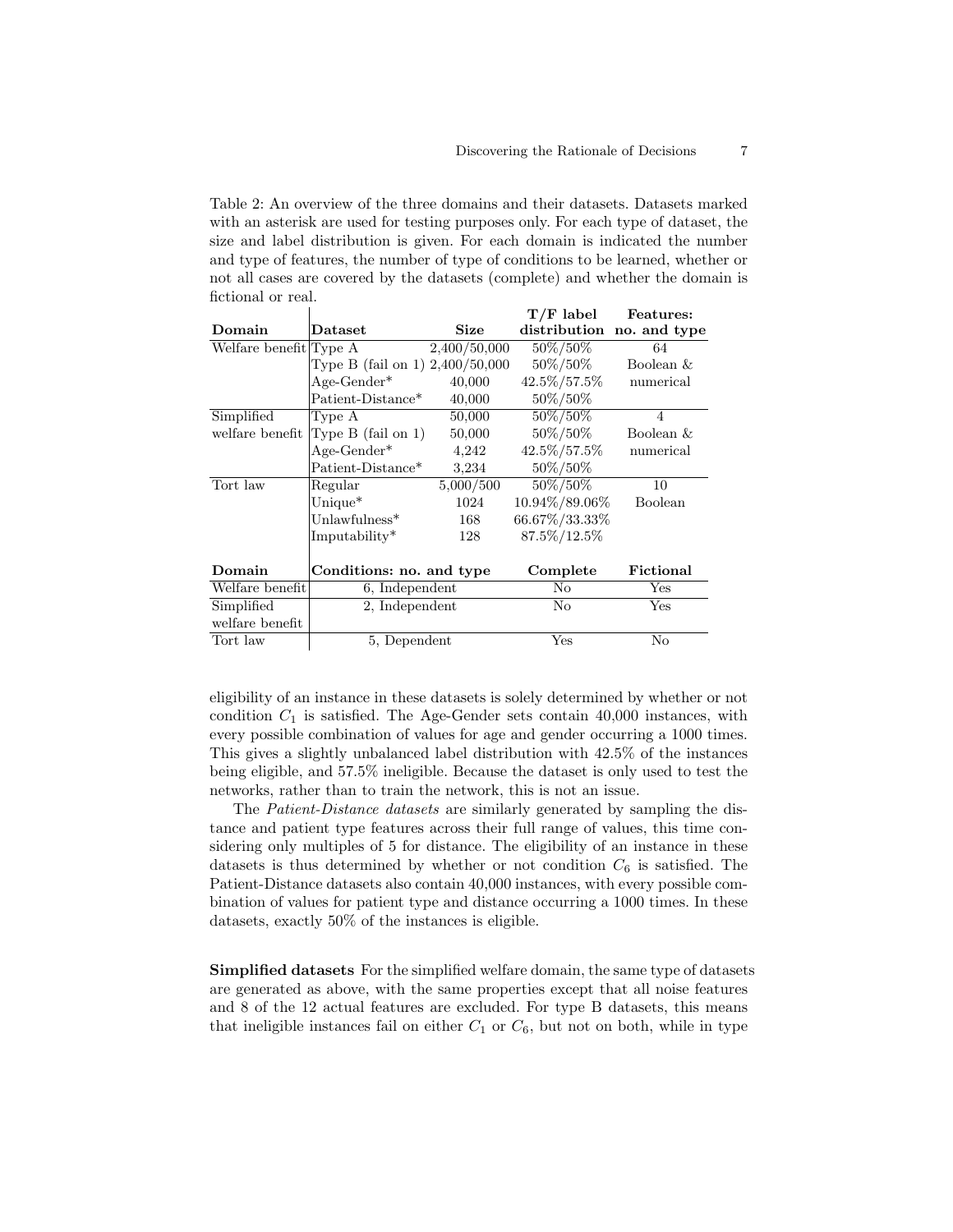Table 2: An overview of the three domains and their datasets. Datasets marked with an asterisk are used for testing purposes only. For each type of dataset, the size and label distribution is given. For each domain is indicated the number and type of features, the number of type of conditions to be learned, whether or not all cases are covered by the datasets (complete) and whether the domain is fictional or real.

| Domain | Dataset | Size | T/F label distribution | Features: no. and type |
|---|---|---|---|---|
| Welfare benefit | Type A | 2,400/50,000 | 50%/50% | 64 |
| | Type B (fail on 1) | 2,400/50,000 | 50%/50% | Boolean & |
| | Age-Gender* | 40,000 | 42.5%/57.5% | numerical |
| | Patient-Distance* | 40,000 | 50%/50% | |
| Simplified welfare benefit | Type A | 50,000 | 50%/50% | 4 |
| | Type B (fail on 1) | 50,000 | 50%/50% | Boolean & |
| | Age-Gender* | 4,242 | 42.5%/57.5% | numerical |
| | Patient-Distance* | 3,234 | 50%/50% | |
| Tort law | Regular | 5,000/500 | 50%/50% | 10 |
| | Unique* | 1024 | 10.94%/89.06% | Boolean |
| | Unlawfulness* | 168 | 66.67%/33.33% | |
| | Imputability* | 128 | 87.5%/12.5% | |

| Domain | Conditions: no. and type | Complete | Fictional |
|---|---|---|---|
| Welfare benefit | 6, Independent | No | Yes |
| Simplified welfare benefit | 2, Independent | No | Yes |
| Tort law | 5, Dependent | Yes | No |

eligibility of an instance in these datasets is solely determined by whether or not condition $C_1$ is satisfied. The Age-Gender sets contain 40,000 instances, with every possible combination of values for age and gender occurring a 1000 times. This gives a slightly unbalanced label distribution with 42.5% of the instances being eligible, and 57.5% ineligible. Because the dataset is only used to test the networks, rather than to train the network, this is not an issue.

The *Patient-Distance datasets* are similarly generated by sampling the distance and patient type features across their full range of values, this time considering only multiples of 5 for distance. The eligibility of an instance in these datasets is thus determined by whether or not condition $C_6$ is satisfied. The Patient-Distance datasets also contain 40,000 instances, with every possible combination of values for patient type and distance occurring a 1000 times. In these datasets, exactly 50% of the instances is eligible.

**Simplified datasets** For the simplified welfare domain, the same type of datasets are generated as above, with the same properties except that all noise features and 8 of the 12 actual features are excluded. For type B datasets, this means that ineligible instances fail on either $C_1$ or $C_6$, but not on both, while in type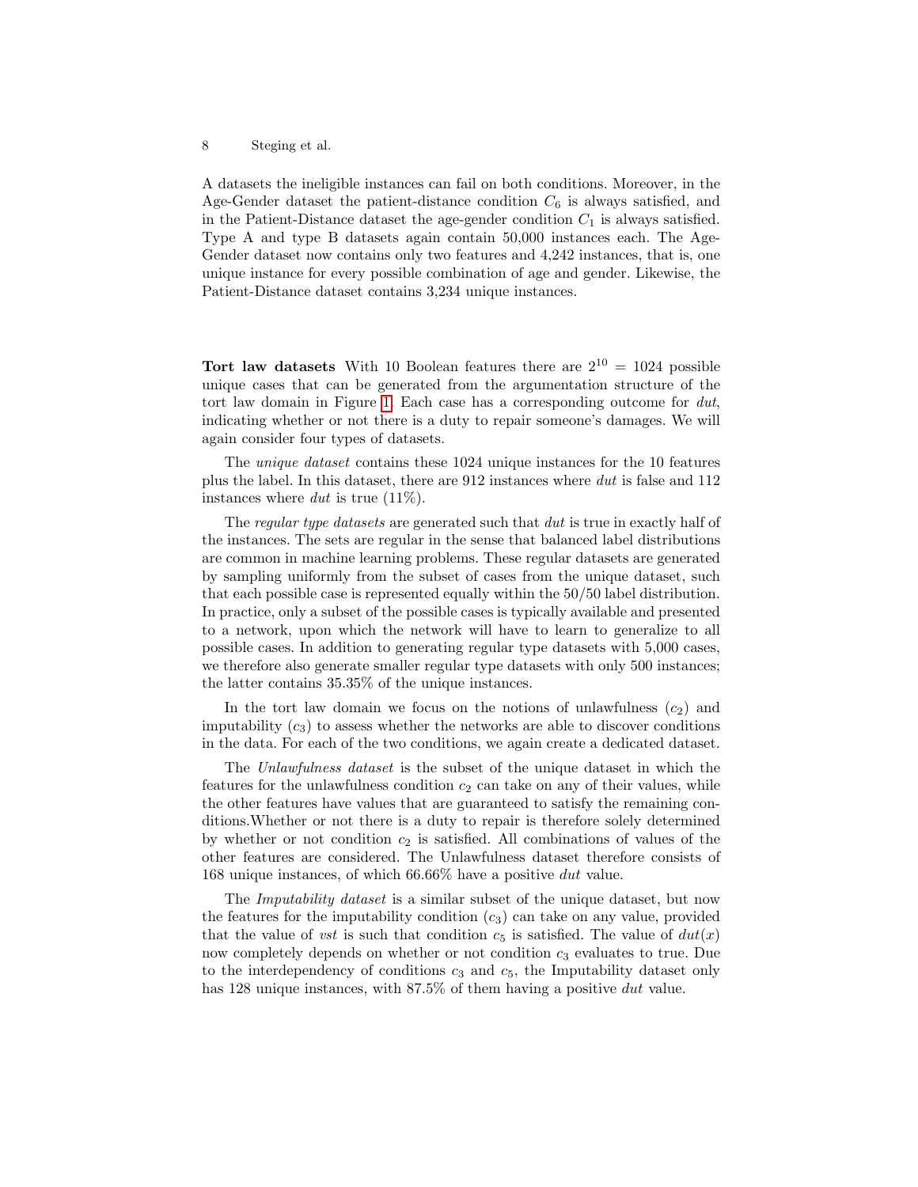A datasets the ineligible instances can fail on both conditions. Moreover, in the Age-Gender dataset the patient-distance condition $C_6$ is always satisfied, and in the Patient-Distance dataset the age-gender condition $C_1$ is always satisfied. Type A and type B datasets again contain 50,000 instances each. The Age-Gender dataset now contains only two features and 4,242 instances, that is, one unique instance for every possible combination of age and gender. Likewise, the Patient-Distance dataset contains 3,234 unique instances.

**Tort law datasets** With 10 Boolean features there are $2^{10} = 1024$ possible unique cases that can be generated from the argumentation structure of the tort law domain in Figure 1. Each case has a corresponding outcome for *dut*, indicating whether or not there is a duty to repair someone's damages. We will again consider four types of datasets.

The *unique dataset* contains these 1024 unique instances for the 10 features plus the label. In this dataset, there are 912 instances where *dut* is false and 112 instances where *dut* is true (11%).

The *regular type datasets* are generated such that *dut* is true in exactly half of the instances. The sets are regular in the sense that balanced label distributions are common in machine learning problems. These regular datasets are generated by sampling uniformly from the subset of cases from the unique dataset, such that each possible case is represented equally within the 50/50 label distribution. In practice, only a subset of the possible cases is typically available and presented to a network, upon which the network will have to learn to generalize to all possible cases. In addition to generating regular type datasets with 5,000 cases, we therefore also generate smaller regular type datasets with only 500 instances; the latter contains 35.35% of the unique instances.

In the tort law domain we focus on the notions of unlawfulness ($c_2$) and imputability ($c_3$) to assess whether the networks are able to discover conditions in the data. For each of the two conditions, we again create a dedicated dataset.

The *Unlawfulness dataset* is the subset of the unique dataset in which the features for the unlawfulness condition $c_2$ can take on any of their values, while the other features have values that are guaranteed to satisfy the remaining conditions.Whether or not there is a duty to repair is therefore solely determined by whether or not condition $c_2$ is satisfied. All combinations of values of the other features are considered. The Unlawfulness dataset therefore consists of 168 unique instances, of which 66.66% have a positive *dut* value.

The *Imputability dataset* is a similar subset of the unique dataset, but now the features for the imputability condition ($c_3$) can take on any value, provided that the value of *vst* is such that condition $c_5$ is satisfied. The value of $dut(x)$ now completely depends on whether or not condition $c_3$ evaluates to true. Due to the interdependency of conditions $c_3$ and $c_5$, the Imputability dataset only has 128 unique instances, with 87.5% of them having a positive *dut* value.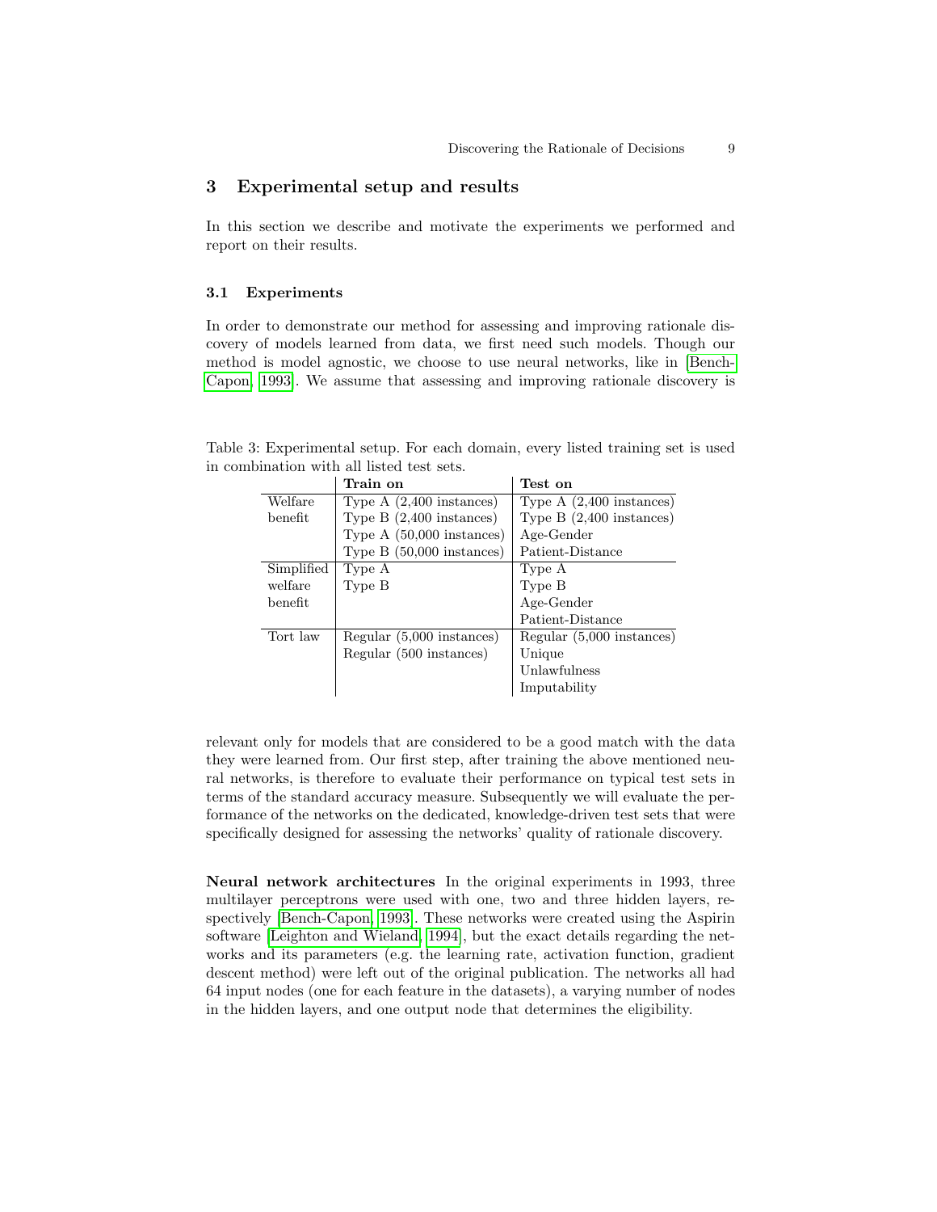## 3 Experimental setup and results

In this section we describe and motivate the experiments we performed and report on their results.

### 3.1 Experiments

In order to demonstrate our method for assessing and improving rationale discovery of models learned from data, we first need such models. Though our method is model agnostic, we choose to use neural networks, like in [Bench-Capon, 1993]. We assume that assessing and improving rationale discovery is relevant only for models that are considered to be a good match with the data they were learned from. Our first step, after training the above mentioned neural networks, is therefore to evaluate their performance on typical test sets in terms of the standard accuracy measure. Subsequently we will evaluate the performance of the networks on the dedicated, knowledge-driven test sets that were specifically designed for assessing the networks' quality of rationale discovery.

Table 3: Experimental setup. For each domain, every listed training set is used in combination with all listed test sets.

| | **Train on** | **Test on** |
|---|---|---|
| Welfare benefit | Type A (2,400 instances) | Type A (2,400 instances) |
| | Type B (2,400 instances) | Type B (2,400 instances) |
| | Type A (50,000 instances) | Age-Gender |
| | Type B (50,000 instances) | Patient-Distance |
| Simplified welfare benefit | Type A | Type A |
| | Type B | Type B |
| | | Age-Gender |
| | | Patient-Distance |
| Tort law | Regular (5,000 instances) | Regular (5,000 instances) |
| | Regular (500 instances) | Unique |
| | | Unlawfulness |
| | | Imputability |

**Neural network architectures** In the original experiments in 1993, three multilayer perceptrons were used with one, two and three hidden layers, respectively [Bench-Capon, 1993]. These networks were created using the Aspirin software [Leighton and Wieland, 1994], but the exact details regarding the networks and its parameters (e.g. the learning rate, activation function, gradient descent method) were left out of the original publication. The networks all had 64 input nodes (one for each feature in the datasets), a varying number of nodes in the hidden layers, and one output node that determines the eligibility.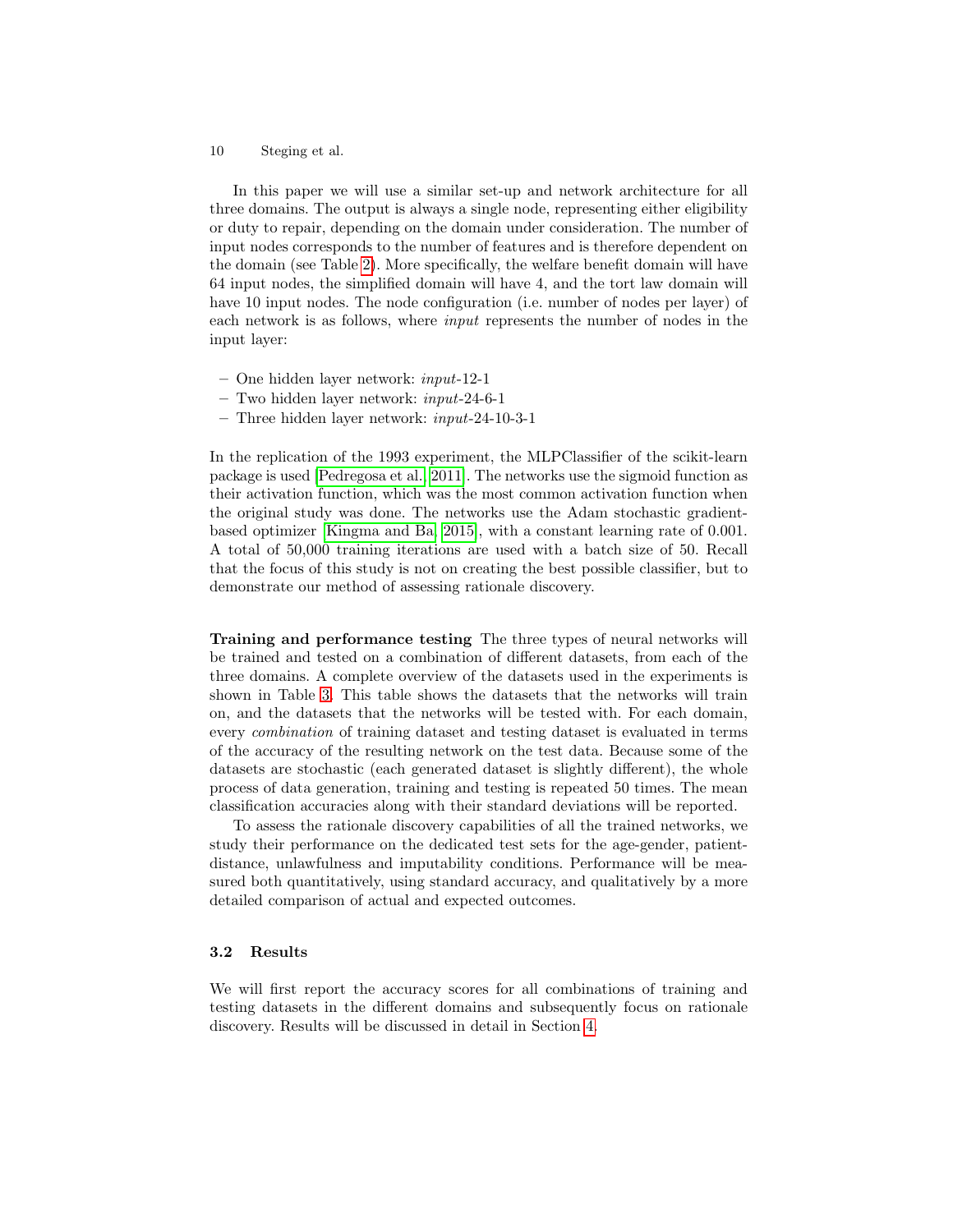In this paper we will use a similar set-up and network architecture for all three domains. The output is always a single node, representing either eligibility or duty to repair, depending on the domain under consideration. The number of input nodes corresponds to the number of features and is therefore dependent on the domain (see Table 2). More specifically, the welfare benefit domain will have 64 input nodes, the simplified domain will have 4, and the tort law domain will have 10 input nodes. The node configuration (i.e. number of nodes per layer) of each network is as follows, where *input* represents the number of nodes in the input layer:

- One hidden layer network: *input*-12-1
- Two hidden layer network: *input*-24-6-1
- Three hidden layer network: *input*-24-10-3-1

In the replication of the 1993 experiment, the MLPClassifier of the scikit-learn package is used [Pedregosa et al., 2011]. The networks use the sigmoid function as their activation function, which was the most common activation function when the original study was done. The networks use the Adam stochastic gradient-based optimizer [Kingma and Ba, 2015], with a constant learning rate of 0.001. A total of 50,000 training iterations are used with a batch size of 50. Recall that the focus of this study is not on creating the best possible classifier, but to demonstrate our method of assessing rationale discovery.

**Training and performance testing** The three types of neural networks will be trained and tested on a combination of different datasets, from each of the three domains. A complete overview of the datasets used in the experiments is shown in Table 3. This table shows the datasets that the networks will train on, and the datasets that the networks will be tested with. For each domain, every *combination* of training dataset and testing dataset is evaluated in terms of the accuracy of the resulting network on the test data. Because some of the datasets are stochastic (each generated dataset is slightly different), the whole process of data generation, training and testing is repeated 50 times. The mean classification accuracies along with their standard deviations will be reported.

To assess the rationale discovery capabilities of all the trained networks, we study their performance on the dedicated test sets for the age-gender, patient-distance, unlawfulness and imputability conditions. Performance will be measured both quantitatively, using standard accuracy, and qualitatively by a more detailed comparison of actual and expected outcomes.

### 3.2 Results

We will first report the accuracy scores for all combinations of training and testing datasets in the different domains and subsequently focus on rationale discovery. Results will be discussed in detail in Section 4.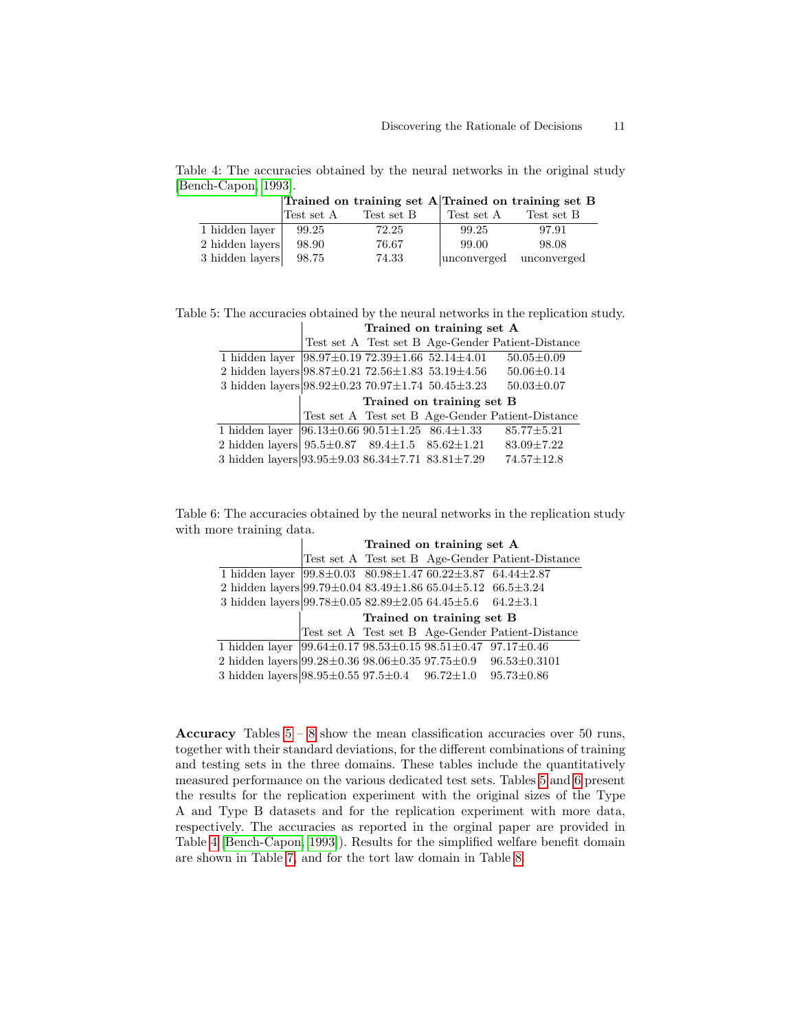Table 4: The accuracies obtained by the neural networks in the original study [Bench-Capon, 1993].

| | **Trained on training set A** | | **Trained on training set B** | |
|---|---|---|---|---|
| | Test set A | Test set B | Test set A | Test set B |
| 1 hidden layer | 99.25 | 72.25 | 99.25 | 97.91 |
| 2 hidden layers | 98.90 | 76.67 | 99.00 | 98.08 |
| 3 hidden layers | 98.75 | 74.33 | unconverged | unconverged |

Table 5: The accuracies obtained by the neural networks in the replication study.

| | **Trained on training set A** | | | |
|---|---|---|---|---|
| | Test set A | Test set B | Age-Gender | Patient-Distance |
| 1 hidden layer | 98.97±0.19 | 72.39±1.66 | 52.14±4.01 | 50.05±0.09 |
| 2 hidden layers | 98.87±0.21 | 72.56±1.83 | 53.19±4.56 | 50.06±0.14 |
| 3 hidden layers | 98.92±0.23 | 70.97±1.74 | 50.45±3.23 | 50.03±0.07 |
| | **Trained on training set B** | | | |
| | Test set A | Test set B | Age-Gender | Patient-Distance |
| 1 hidden layer | 96.13±0.66 | 90.51±1.25 | 86.4±1.33 | 85.77±5.21 |
| 2 hidden layers | 95.5±0.87 | 89.4±1.5 | 85.62±1.21 | 83.09±7.22 |
| 3 hidden layers | 93.95±9.03 | 86.34±7.71 | 83.81±7.29 | 74.57±12.8 |

Table 6: The accuracies obtained by the neural networks in the replication study with more training data.

| | **Trained on training set A** | | | |
|---|---|---|---|---|
| | Test set A | Test set B | Age-Gender | Patient-Distance |
| 1 hidden layer | 99.8±0.03 | 80.98±1.47 | 60.22±3.87 | 64.44±2.87 |
| 2 hidden layers | 99.79±0.04 | 83.49±1.86 | 65.04±5.12 | 66.5±3.24 |
| 3 hidden layers | 99.78±0.05 | 82.89±2.05 | 64.45±5.6 | 64.2±3.1 |
| | **Trained on training set B** | | | |
| | Test set A | Test set B | Age-Gender | Patient-Distance |
| 1 hidden layer | 99.64±0.17 | 98.53±0.15 | 98.51±0.47 | 97.17±0.46 |
| 2 hidden layers | 99.28±0.36 | 98.06±0.35 | 97.75±0.9 | 96.53±0.3101 |
| 3 hidden layers | 98.95±0.55 | 97.5±0.4 | 96.72±1.0 | 95.73±0.86 |

**Accuracy** Tables 5 – 8 show the mean classification accuracies over 50 runs, together with their standard deviations, for the different combinations of training and testing sets in the three domains. These tables include the quantitatively measured performance on the various dedicated test sets. Tables 5 and 6 present the results for the replication experiment with the original sizes of the Type A and Type B datasets and for the replication experiment with more data, respectively. The accuracies as reported in the orginal paper are provided in Table 4 [Bench-Capon, 1993]). Results for the simplified welfare benefit domain are shown in Table 7, and for the tort law domain in Table 8.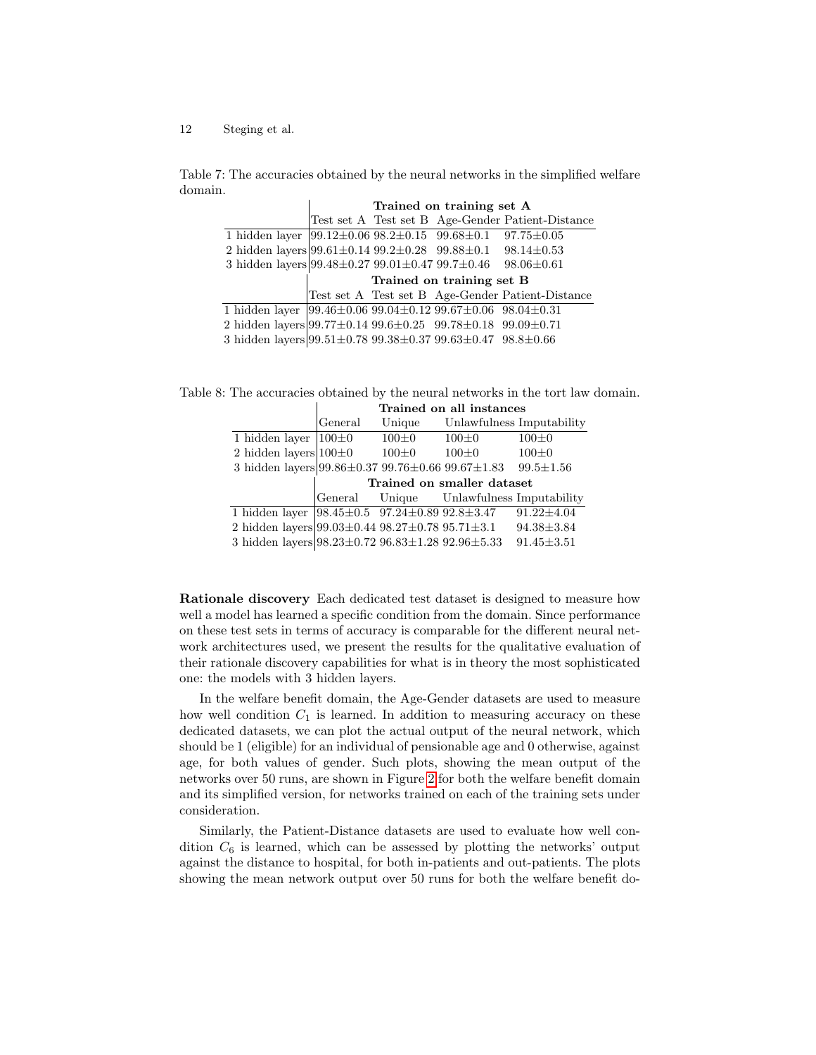Table 7: The accuracies obtained by the neural networks in the simplified welfare domain.

| | **Trained on training set A** | | | |
|---|---|---|---|---|
| | Test set A | Test set B | Age-Gender | Patient-Distance |
| 1 hidden layer | 99.12±0.06 | 98.2±0.15 | 99.68±0.1 | 97.75±0.05 |
| 2 hidden layers | 99.61±0.14 | 99.2±0.28 | 99.88±0.1 | 98.14±0.53 |
| 3 hidden layers | 99.48±0.27 | 99.01±0.47 | 99.7±0.46 | 98.06±0.61 |
| | **Trained on training set B** | | | |
| | Test set A | Test set B | Age-Gender | Patient-Distance |
| 1 hidden layer | 99.46±0.06 | 99.04±0.12 | 99.67±0.06 | 98.04±0.31 |
| 2 hidden layers | 99.77±0.14 | 99.6±0.25 | 99.78±0.18 | 99.09±0.71 |
| 3 hidden layers | 99.51±0.78 | 99.38±0.37 | 99.63±0.47 | 98.8±0.66 |

Table 8: The accuracies obtained by the neural networks in the tort law domain.

| | **Trained on all instances** | | | |
|---|---|---|---|---|
| | General | Unique | Unlawfulness | Imputability |
| 1 hidden layer | 100±0 | 100±0 | 100±0 | 100±0 |
| 2 hidden layers | 100±0 | 100±0 | 100±0 | 100±0 |
| 3 hidden layers | 99.86±0.37 | 99.76±0.66 | 99.67±1.83 | 99.5±1.56 |
| | **Trained on smaller dataset** | | | |
| | General | Unique | Unlawfulness | Imputability |
| 1 hidden layer | 98.45±0.5 | 97.24±0.89 | 92.8±3.47 | 91.22±4.04 |
| 2 hidden layers | 99.03±0.44 | 98.27±0.78 | 95.71±3.1 | 94.38±3.84 |
| 3 hidden layers | 98.23±0.72 | 96.83±1.28 | 92.96±5.33 | 91.45±3.51 |

**Rationale discovery** Each dedicated test dataset is designed to measure how well a model has learned a specific condition from the domain. Since performance on these test sets in terms of accuracy is comparable for the different neural network architectures used, we present the results for the qualitative evaluation of their rationale discovery capabilities for what is in theory the most sophisticated one: the models with 3 hidden layers.

In the welfare benefit domain, the Age-Gender datasets are used to measure how well condition $C_1$ is learned. In addition to measuring accuracy on these dedicated datasets, we can plot the actual output of the neural network, which should be 1 (eligible) for an individual of pensionable age and 0 otherwise, against age, for both values of gender. Such plots, showing the mean output of the networks over 50 runs, are shown in Figure 2 for both the welfare benefit domain and its simplified version, for networks trained on each of the training sets under consideration.

Similarly, the Patient-Distance datasets are used to evaluate how well condition $C_6$ is learned, which can be assessed by plotting the networks' output against the distance to hospital, for both in-patients and out-patients. The plots showing the mean network output over 50 runs for both the welfare benefit do-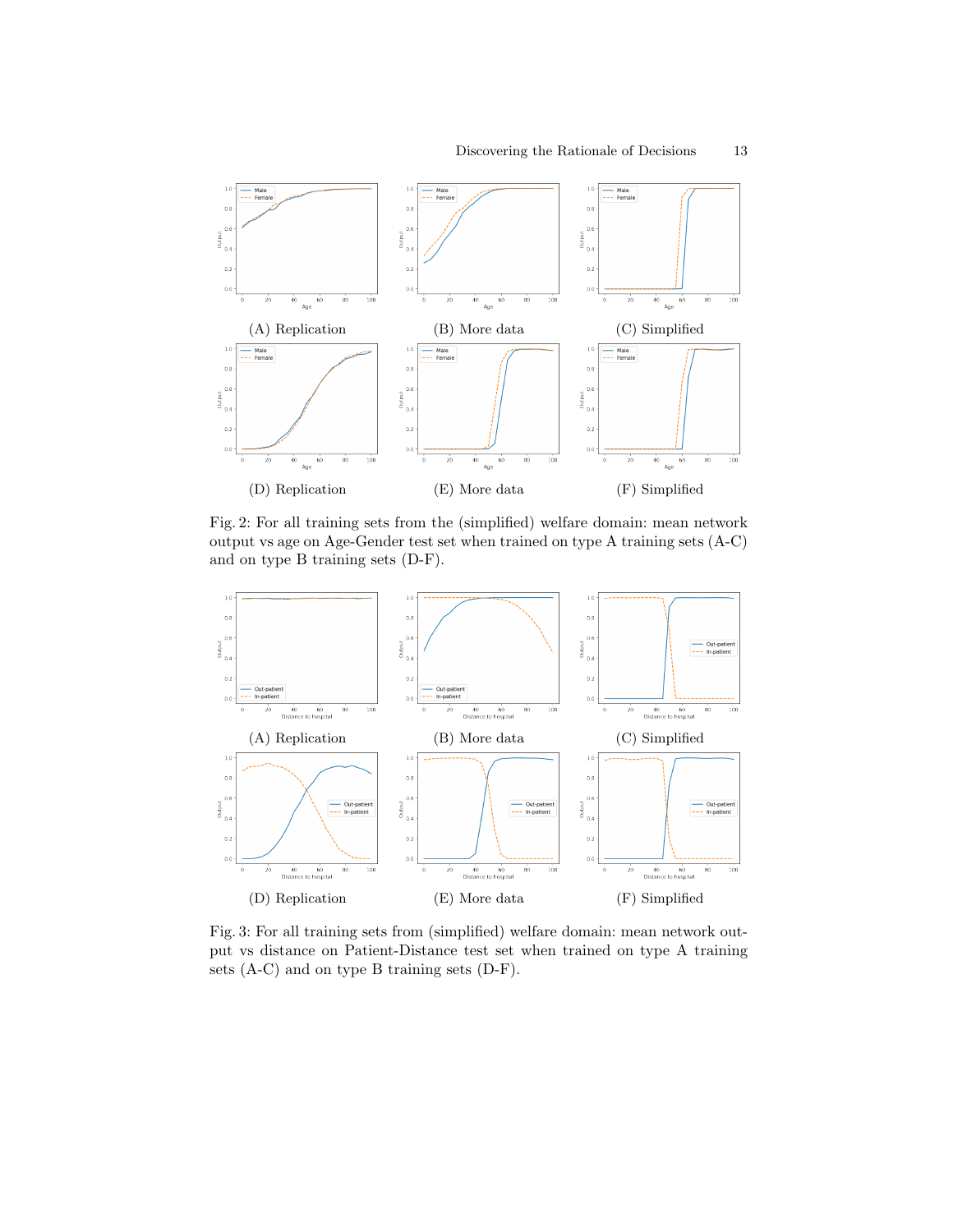(A) Replication

(B) More data

(C) Simplified

(D) Replication

(E) More data

(F) Simplified

Fig. 2: For all training sets from the (simplified) welfare domain: mean network output vs age on Age-Gender test set when trained on type A training sets (A-C) and on type B training sets (D-F).

(A) Replication

(B) More data

(C) Simplified

(D) Replication

(E) More data

(F) Simplified

Fig. 3: For all training sets from (simplified) welfare domain: mean network output vs distance on Patient-Distance test set when trained on type A training sets (A-C) and on type B training sets (D-F).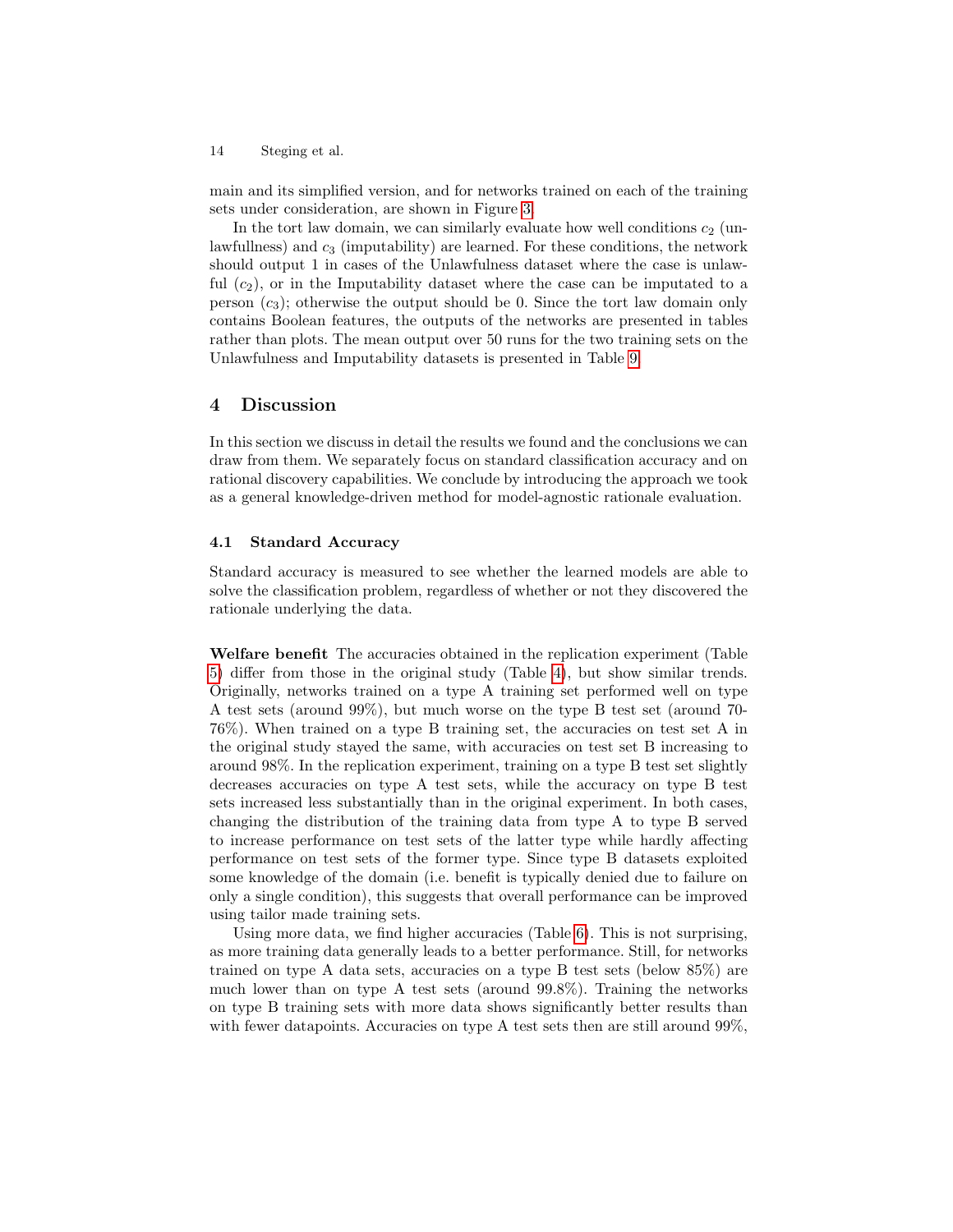main and its simplified version, and for networks trained on each of the training sets under consideration, are shown in Figure 3.

In the tort law domain, we can similarly evaluate how well conditions $c_2$ (unlawfullness) and $c_3$ (imputability) are learned. For these conditions, the network should output 1 in cases of the Unlawfulness dataset where the case is unlawful ($c_2$), or in the Imputability dataset where the case can be imputated to a person ($c_3$); otherwise the output should be 0. Since the tort law domain only contains Boolean features, the outputs of the networks are presented in tables rather than plots. The mean output over 50 runs for the two training sets on the Unlawfulness and Imputability datasets is presented in Table 9.

## 4 Discussion

In this section we discuss in detail the results we found and the conclusions we can draw from them. We separately focus on standard classification accuracy and on rational discovery capabilities. We conclude by introducing the approach we took as a general knowledge-driven method for model-agnostic rationale evaluation.

### 4.1 Standard Accuracy

Standard accuracy is measured to see whether the learned models are able to solve the classification problem, regardless of whether or not they discovered the rationale underlying the data.

**Welfare benefit** The accuracies obtained in the replication experiment (Table 5) differ from those in the original study (Table 4), but show similar trends. Originally, networks trained on a type A training set performed well on type A test sets (around 99%), but much worse on the type B test set (around 70-76%). When trained on a type B training set, the accuracies on test set A in the original study stayed the same, with accuracies on test set B increasing to around 98%. In the replication experiment, training on a type B test set slightly decreases accuracies on type A test sets, while the accuracy on type B test sets increased less substantially than in the original experiment. In both cases, changing the distribution of the training data from type A to type B served to increase performance on test sets of the latter type while hardly affecting performance on test sets of the former type. Since type B datasets exploited some knowledge of the domain (i.e. benefit is typically denied due to failure on only a single condition), this suggests that overall performance can be improved using tailor made training sets.

Using more data, we find higher accuracies (Table 6). This is not surprising, as more training data generally leads to a better performance. Still, for networks trained on type A data sets, accuracies on a type B test sets (below 85%) are much lower than on type A test sets (around 99.8%). Training the networks on type B training sets with more data shows significantly better results than with fewer datapoints. Accuracies on type A test sets then are still around 99%,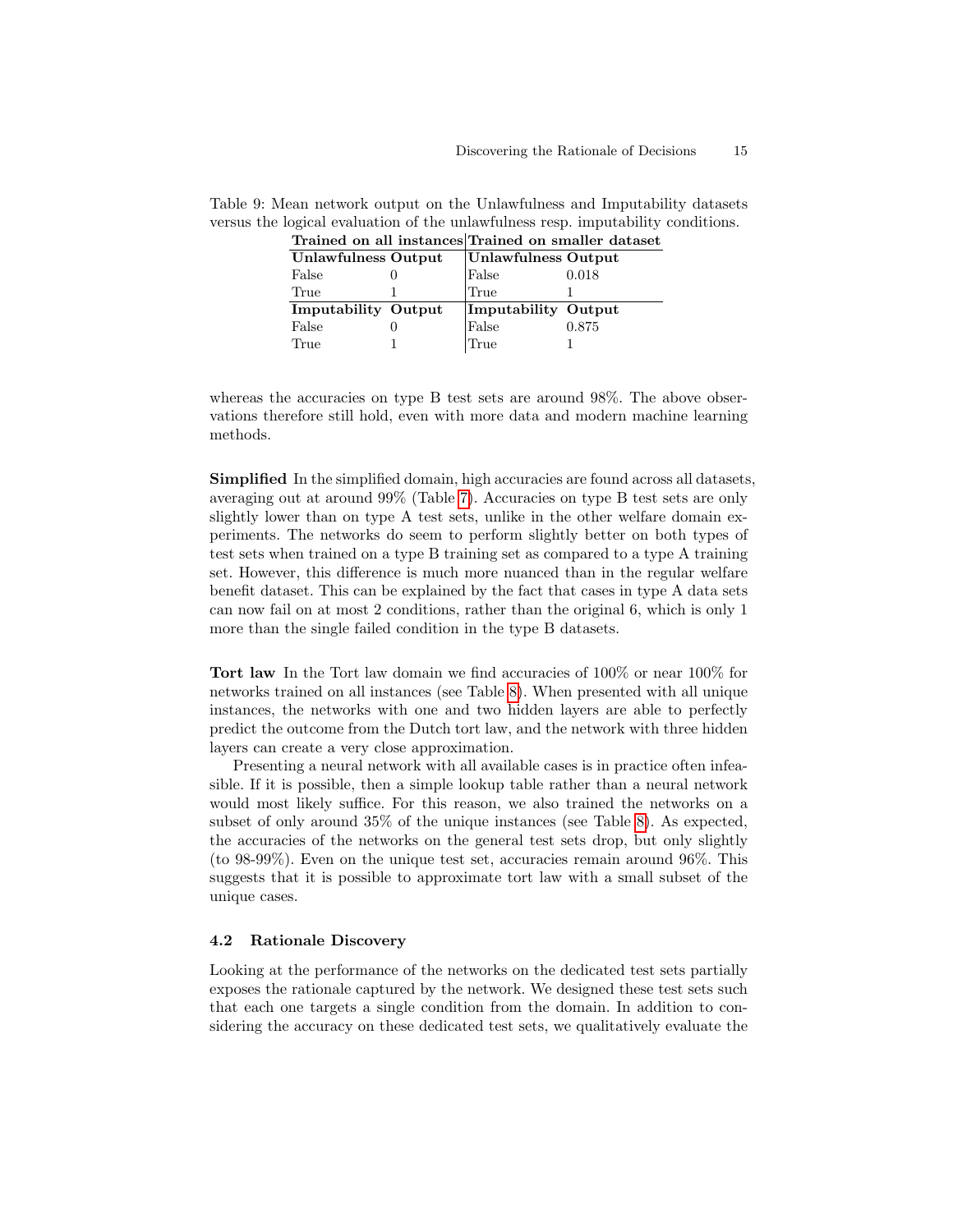Table 9: Mean network output on the Unlawfulness and Imputability datasets versus the logical evaluation of the unlawfulness resp. imputability conditions.

| **Trained on all instances** | | **Trained on smaller dataset** | |
|---|---|---|---|
| **Unlawfulness** | **Output** | **Unlawfulness** | **Output** |
| False | 0 | False | 0.018 |
| True | 1 | True | 1 |
| **Imputability** | **Output** | **Imputability** | **Output** |
| False | 0 | False | 0.875 |
| True | 1 | True | 1 |

whereas the accuracies on type B test sets are around 98%. The above observations therefore still hold, even with more data and modern machine learning methods.

**Simplified** In the simplified domain, high accuracies are found across all datasets, averaging out at around 99% (Table 7). Accuracies on type B test sets are only slightly lower than on type A test sets, unlike in the other welfare domain experiments. The networks do seem to perform slightly better on both types of test sets when trained on a type B training set as compared to a type A training set. However, this difference is much more nuanced than in the regular welfare benefit dataset. This can be explained by the fact that cases in type A data sets can now fail on at most 2 conditions, rather than the original 6, which is only 1 more than the single failed condition in the type B datasets.

**Tort law** In the Tort law domain we find accuracies of 100% or near 100% for networks trained on all instances (see Table 8). When presented with all unique instances, the networks with one and two hidden layers are able to perfectly predict the outcome from the Dutch tort law, and the network with three hidden layers can create a very close approximation.

Presenting a neural network with all available cases is in practice often infeasible. If it is possible, then a simple lookup table rather than a neural network would most likely suffice. For this reason, we also trained the networks on a subset of only around 35% of the unique instances (see Table 8). As expected, the accuracies of the networks on the general test sets drop, but only slightly (to 98-99%). Even on the unique test set, accuracies remain around 96%. This suggests that it is possible to approximate tort law with a small subset of the unique cases.

### 4.2 Rationale Discovery

Looking at the performance of the networks on the dedicated test sets partially exposes the rationale captured by the network. We designed these test sets such that each one targets a single condition from the domain. In addition to considering the accuracy on these dedicated test sets, we qualitatively evaluate the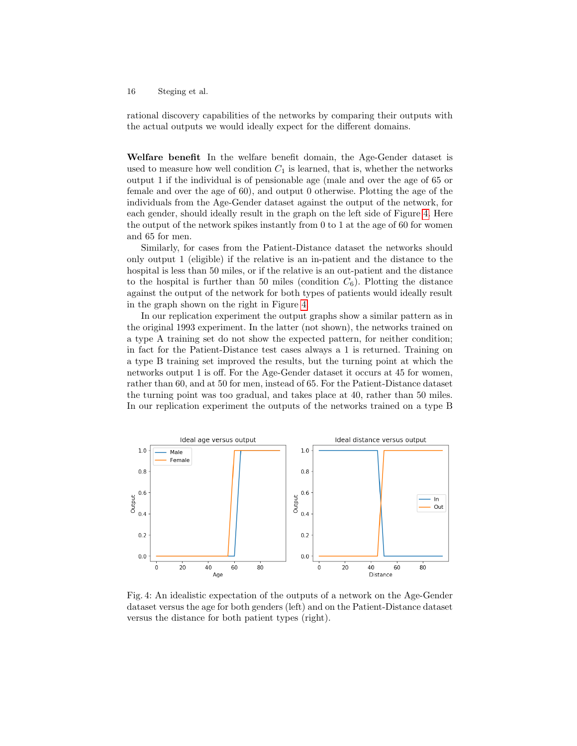rational discovery capabilities of the networks by comparing their outputs with the actual outputs we would ideally expect for the different domains.

**Welfare benefit** In the welfare benefit domain, the Age-Gender dataset is used to measure how well condition $C_1$ is learned, that is, whether the networks output 1 if the individual is of pensionable age (male and over the age of 65 or female and over the age of 60), and output 0 otherwise. Plotting the age of the individuals from the Age-Gender dataset against the output of the network, for each gender, should ideally result in the graph on the left side of Figure 4. Here the output of the network spikes instantly from 0 to 1 at the age of 60 for women and 65 for men.

Similarly, for cases from the Patient-Distance dataset the networks should only output 1 (eligible) if the relative is an in-patient and the distance to the hospital is less than 50 miles, or if the relative is an out-patient and the distance to the hospital is further than 50 miles (condition $C_6$). Plotting the distance against the output of the network for both types of patients would ideally result in the graph shown on the right in Figure 4.

In our replication experiment the output graphs show a similar pattern as in the original 1993 experiment. In the latter (not shown), the networks trained on a type A training set do not show the expected pattern, for neither condition; in fact for the Patient-Distance test cases always a 1 is returned. Training on a type B training set improved the results, but the turning point at which the networks output 1 is off. For the Age-Gender dataset it occurs at 45 for women, rather than 60, and at 50 for men, instead of 65. For the Patient-Distance dataset the turning point was too gradual, and takes place at 40, rather than 50 miles. In our replication experiment the outputs of the networks trained on a type B

Fig. 4: An idealistic expectation of the outputs of a network on the Age-Gender dataset versus the age for both genders (left) and on the Patient-Distance dataset versus the distance for both patient types (right).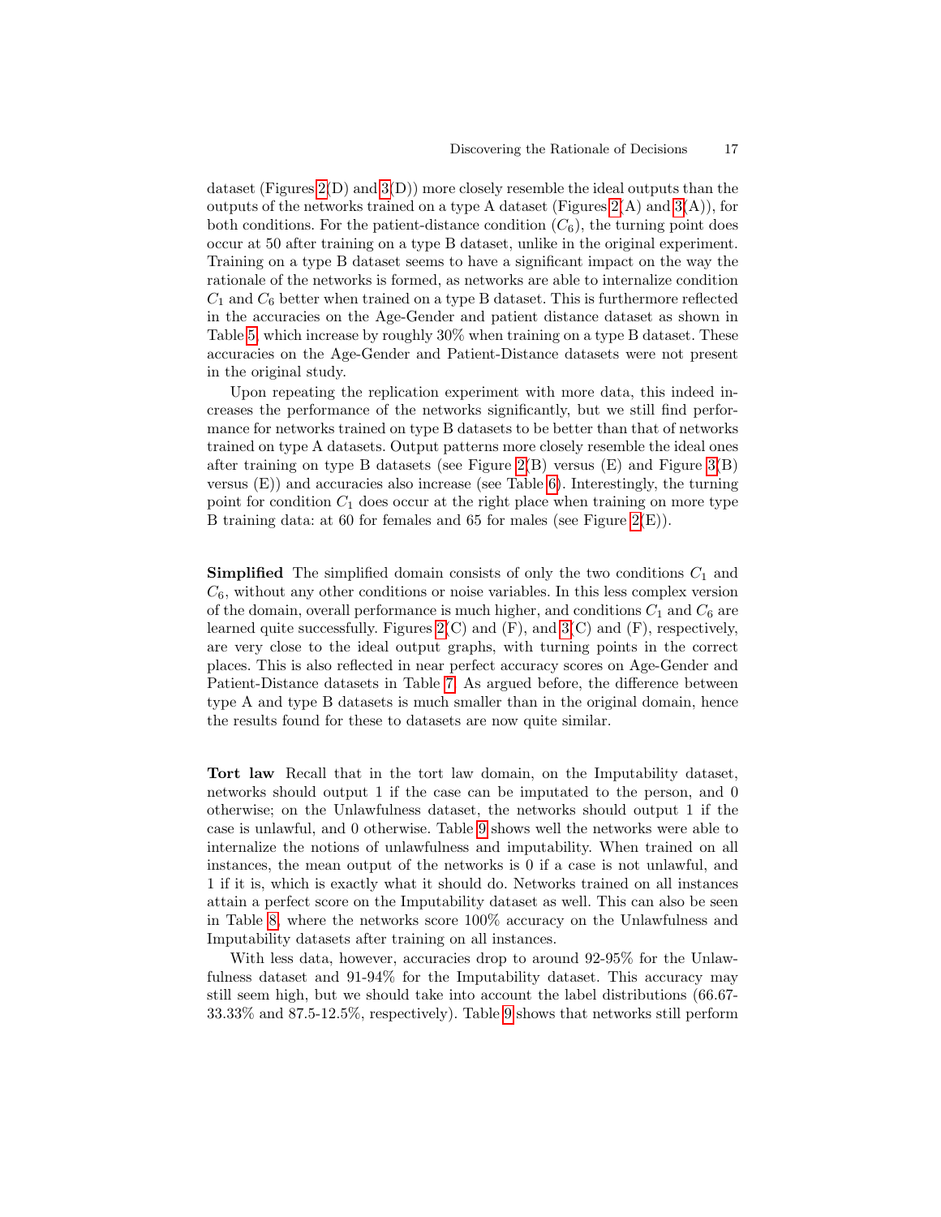dataset (Figures 2(D) and 3(D)) more closely resemble the ideal outputs than the outputs of the networks trained on a type A dataset (Figures 2(A) and 3(A)), for both conditions. For the patient-distance condition ($C_6$), the turning point does occur at 50 after training on a type B dataset, unlike in the original experiment. Training on a type B dataset seems to have a significant impact on the way the rationale of the networks is formed, as networks are able to internalize condition $C_1$ and $C_6$ better when trained on a type B dataset. This is furthermore reflected in the accuracies on the Age-Gender and patient distance dataset as shown in Table 5, which increase by roughly 30% when training on a type B dataset. These accuracies on the Age-Gender and Patient-Distance datasets were not present in the original study.

Upon repeating the replication experiment with more data, this indeed increases the performance of the networks significantly, but we still find performance for networks trained on type B datasets to be better than that of networks trained on type A datasets. Output patterns more closely resemble the ideal ones after training on type B datasets (see Figure 2(B) versus (E) and Figure 3(B) versus (E)) and accuracies also increase (see Table 6). Interestingly, the turning point for condition $C_1$ does occur at the right place when training on more type B training data: at 60 for females and 65 for males (see Figure 2(E)).

**Simplified** The simplified domain consists of only the two conditions $C_1$ and $C_6$, without any other conditions or noise variables. In this less complex version of the domain, overall performance is much higher, and conditions $C_1$ and $C_6$ are learned quite successfully. Figures 2(C) and (F), and 3(C) and (F), respectively, are very close to the ideal output graphs, with turning points in the correct places. This is also reflected in near perfect accuracy scores on Age-Gender and Patient-Distance datasets in Table 7. As argued before, the difference between type A and type B datasets is much smaller than in the original domain, hence the results found for these to datasets are now quite similar.

**Tort law** Recall that in the tort law domain, on the Imputability dataset, networks should output 1 if the case can be imputated to the person, and 0 otherwise; on the Unlawfulness dataset, the networks should output 1 if the case is unlawful, and 0 otherwise. Table 9 shows well the networks were able to internalize the notions of unlawfulness and imputability. When trained on all instances, the mean output of the networks is 0 if a case is not unlawful, and 1 if it is, which is exactly what it should do. Networks trained on all instances attain a perfect score on the Imputability dataset as well. This can also be seen in Table 8, where the networks score 100% accuracy on the Unlawfulness and Imputability datasets after training on all instances.

With less data, however, accuracies drop to around 92-95% for the Unlawfulness dataset and 91-94% for the Imputability dataset. This accuracy may still seem high, but we should take into account the label distributions (66.67-33.33% and 87.5-12.5%, respectively). Table 9 shows that networks still perform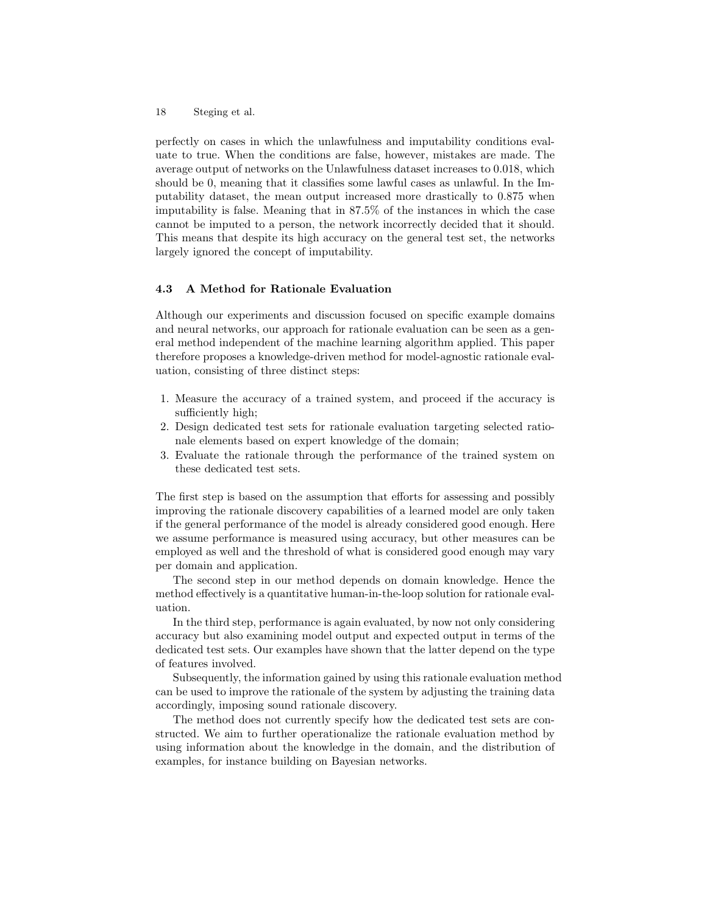perfectly on cases in which the unlawfulness and imputability conditions evaluate to true. When the conditions are false, however, mistakes are made. The average output of networks on the Unlawfulness dataset increases to 0.018, which should be 0, meaning that it classifies some lawful cases as unlawful. In the Imputability dataset, the mean output increased more drastically to 0.875 when imputability is false. Meaning that in 87.5% of the instances in which the case cannot be imputed to a person, the network incorrectly decided that it should. This means that despite its high accuracy on the general test set, the networks largely ignored the concept of imputability.

### 4.3 A Method for Rationale Evaluation

Although our experiments and discussion focused on specific example domains and neural networks, our approach for rationale evaluation can be seen as a general method independent of the machine learning algorithm applied. This paper therefore proposes a knowledge-driven method for model-agnostic rationale evaluation, consisting of three distinct steps:

1. Measure the accuracy of a trained system, and proceed if the accuracy is sufficiently high;
2. Design dedicated test sets for rationale evaluation targeting selected rationale elements based on expert knowledge of the domain;
3. Evaluate the rationale through the performance of the trained system on these dedicated test sets.

The first step is based on the assumption that efforts for assessing and possibly improving the rationale discovery capabilities of a learned model are only taken if the general performance of the model is already considered good enough. Here we assume performance is measured using accuracy, but other measures can be employed as well and the threshold of what is considered good enough may vary per domain and application.

The second step in our method depends on domain knowledge. Hence the method effectively is a quantitative human-in-the-loop solution for rationale evaluation.

In the third step, performance is again evaluated, by now not only considering accuracy but also examining model output and expected output in terms of the dedicated test sets. Our examples have shown that the latter depend on the type of features involved.

Subsequently, the information gained by using this rationale evaluation method can be used to improve the rationale of the system by adjusting the training data accordingly, imposing sound rationale discovery.

The method does not currently specify how the dedicated test sets are constructed. We aim to further operationalize the rationale evaluation method by using information about the knowledge in the domain, and the distribution of examples, for instance building on Bayesian networks.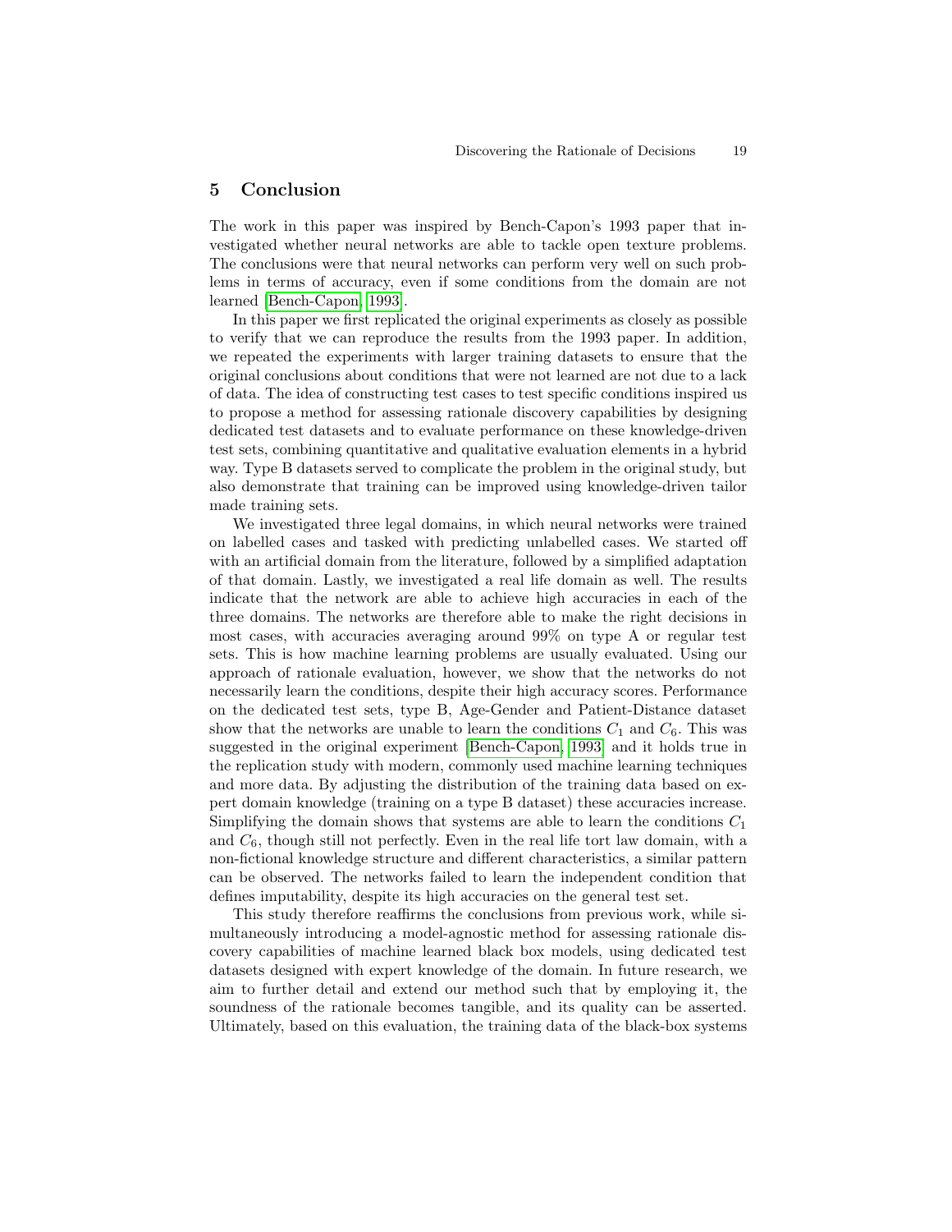## 5 Conclusion

The work in this paper was inspired by Bench-Capon's 1993 paper that investigated whether neural networks are able to tackle open texture problems. The conclusions were that neural networks can perform very well on such problems in terms of accuracy, even if some conditions from the domain are not learned [Bench-Capon, 1993].

In this paper we first replicated the original experiments as closely as possible to verify that we can reproduce the results from the 1993 paper. In addition, we repeated the experiments with larger training datasets to ensure that the original conclusions about conditions that were not learned are not due to a lack of data. The idea of constructing test cases to test specific conditions inspired us to propose a method for assessing rationale discovery capabilities by designing dedicated test datasets and to evaluate performance on these knowledge-driven test sets, combining quantitative and qualitative evaluation elements in a hybrid way. Type B datasets served to complicate the problem in the original study, but also demonstrate that training can be improved using knowledge-driven tailor made training sets.

We investigated three legal domains, in which neural networks were trained on labelled cases and tasked with predicting unlabelled cases. We started off with an artificial domain from the literature, followed by a simplified adaptation of that domain. Lastly, we investigated a real life domain as well. The results indicate that the network are able to achieve high accuracies in each of the three domains. The networks are therefore able to make the right decisions in most cases, with accuracies averaging around 99% on type A or regular test sets. This is how machine learning problems are usually evaluated. Using our approach of rationale evaluation, however, we show that the networks do not necessarily learn the conditions, despite their high accuracy scores. Performance on the dedicated test sets, type B, Age-Gender and Patient-Distance dataset show that the networks are unable to learn the conditions $C_1$ and $C_6$. This was suggested in the original experiment [Bench-Capon, 1993] and it holds true in the replication study with modern, commonly used machine learning techniques and more data. By adjusting the distribution of the training data based on expert domain knowledge (training on a type B dataset) these accuracies increase. Simplifying the domain shows that systems are able to learn the conditions $C_1$ and $C_6$, though still not perfectly. Even in the real life tort law domain, with a non-fictional knowledge structure and different characteristics, a similar pattern can be observed. The networks failed to learn the independent condition that defines imputability, despite its high accuracies on the general test set.

This study therefore reaffirms the conclusions from previous work, while simultaneously introducing a model-agnostic method for assessing rationale discovery capabilities of machine learned black box models, using dedicated test datasets designed with expert knowledge of the domain. In future research, we aim to further detail and extend our method such that by employing it, the soundness of the rationale becomes tangible, and its quality can be asserted. Ultimately, based on this evaluation, the training data of the black-box systems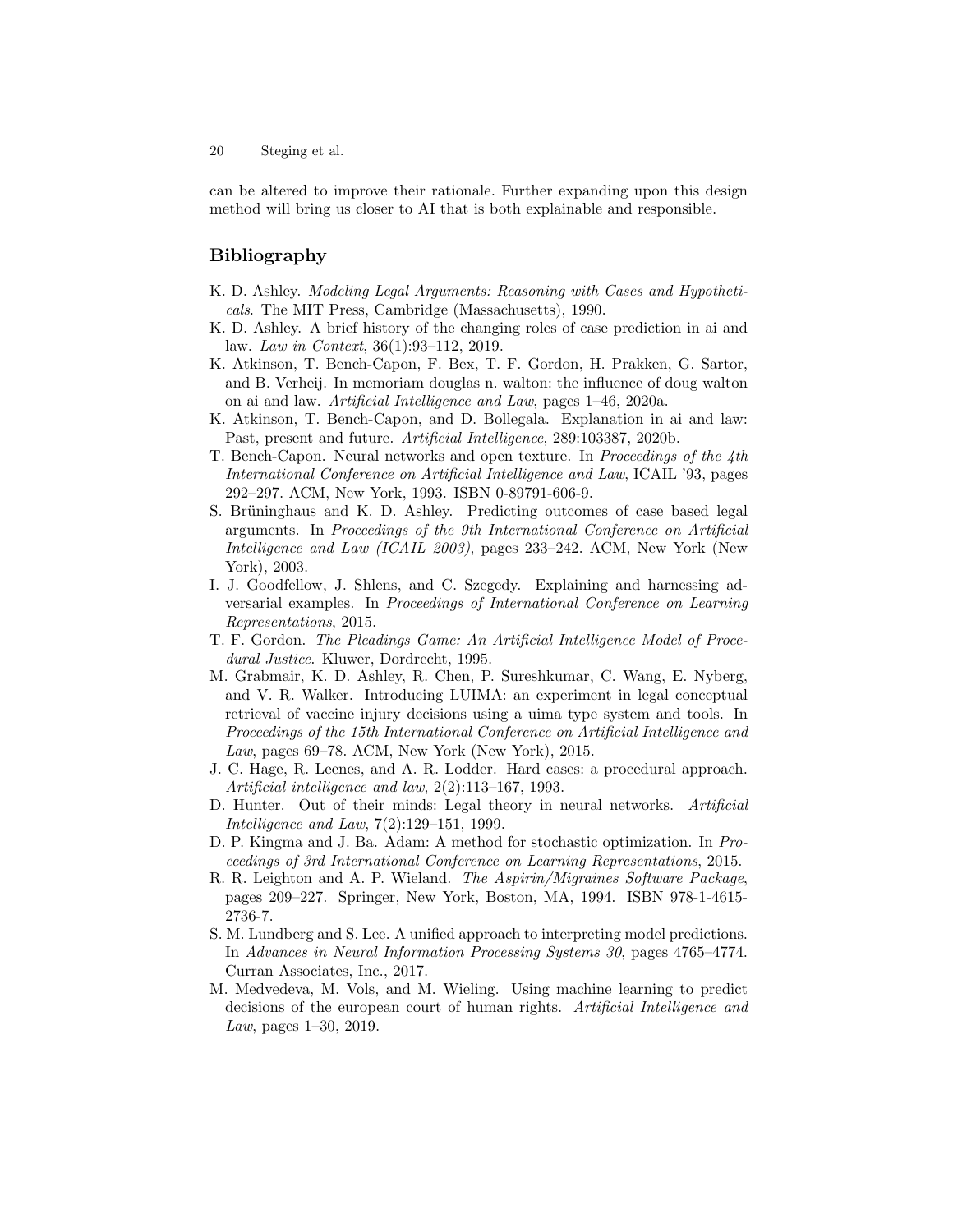can be altered to improve their rationale. Further expanding upon this design method will bring us closer to AI that is both explainable and responsible.

## Bibliography

K. D. Ashley. *Modeling Legal Arguments: Reasoning with Cases and Hypotheticals*. The MIT Press, Cambridge (Massachusetts), 1990.

K. D. Ashley. A brief history of the changing roles of case prediction in ai and law. *Law in Context*, 36(1):93–112, 2019.

K. Atkinson, T. Bench-Capon, F. Bex, T. F. Gordon, H. Prakken, G. Sartor, and B. Verheij. In memoriam douglas n. walton: the influence of doug walton on ai and law. *Artificial Intelligence and Law*, pages 1–46, 2020a.

K. Atkinson, T. Bench-Capon, and D. Bollegala. Explanation in ai and law: Past, present and future. *Artificial Intelligence*, 289:103387, 2020b.

T. Bench-Capon. Neural networks and open texture. In *Proceedings of the 4th International Conference on Artificial Intelligence and Law*, ICAIL '93, pages 292–297. ACM, New York, 1993. ISBN 0-89791-606-9.

S. Brüninghaus and K. D. Ashley. Predicting outcomes of case based legal arguments. In *Proceedings of the 9th International Conference on Artificial Intelligence and Law (ICAIL 2003)*, pages 233–242. ACM, New York (New York), 2003.

I. J. Goodfellow, J. Shlens, and C. Szegedy. Explaining and harnessing adversarial examples. In *Proceedings of International Conference on Learning Representations*, 2015.

T. F. Gordon. *The Pleadings Game: An Artificial Intelligence Model of Procedural Justice*. Kluwer, Dordrecht, 1995.

M. Grabmair, K. D. Ashley, R. Chen, P. Sureshkumar, C. Wang, E. Nyberg, and V. R. Walker. Introducing LUIMA: an experiment in legal conceptual retrieval of vaccine injury decisions using a uima type system and tools. In *Proceedings of the 15th International Conference on Artificial Intelligence and Law*, pages 69–78. ACM, New York (New York), 2015.

J. C. Hage, R. Leenes, and A. R. Lodder. Hard cases: a procedural approach. *Artificial intelligence and law*, 2(2):113–167, 1993.

D. Hunter. Out of their minds: Legal theory in neural networks. *Artificial Intelligence and Law*, 7(2):129–151, 1999.

D. P. Kingma and J. Ba. Adam: A method for stochastic optimization. In *Proceedings of 3rd International Conference on Learning Representations*, 2015.

R. R. Leighton and A. P. Wieland. *The Aspirin/Migraines Software Package*, pages 209–227. Springer, New York, Boston, MA, 1994. ISBN 978-1-4615-2736-7.

S. M. Lundberg and S. Lee. A unified approach to interpreting model predictions. In *Advances in Neural Information Processing Systems 30*, pages 4765–4774. Curran Associates, Inc., 2017.

M. Medvedeva, M. Vols, and M. Wieling. Using machine learning to predict decisions of the european court of human rights. *Artificial Intelligence and Law*, pages 1–30, 2019.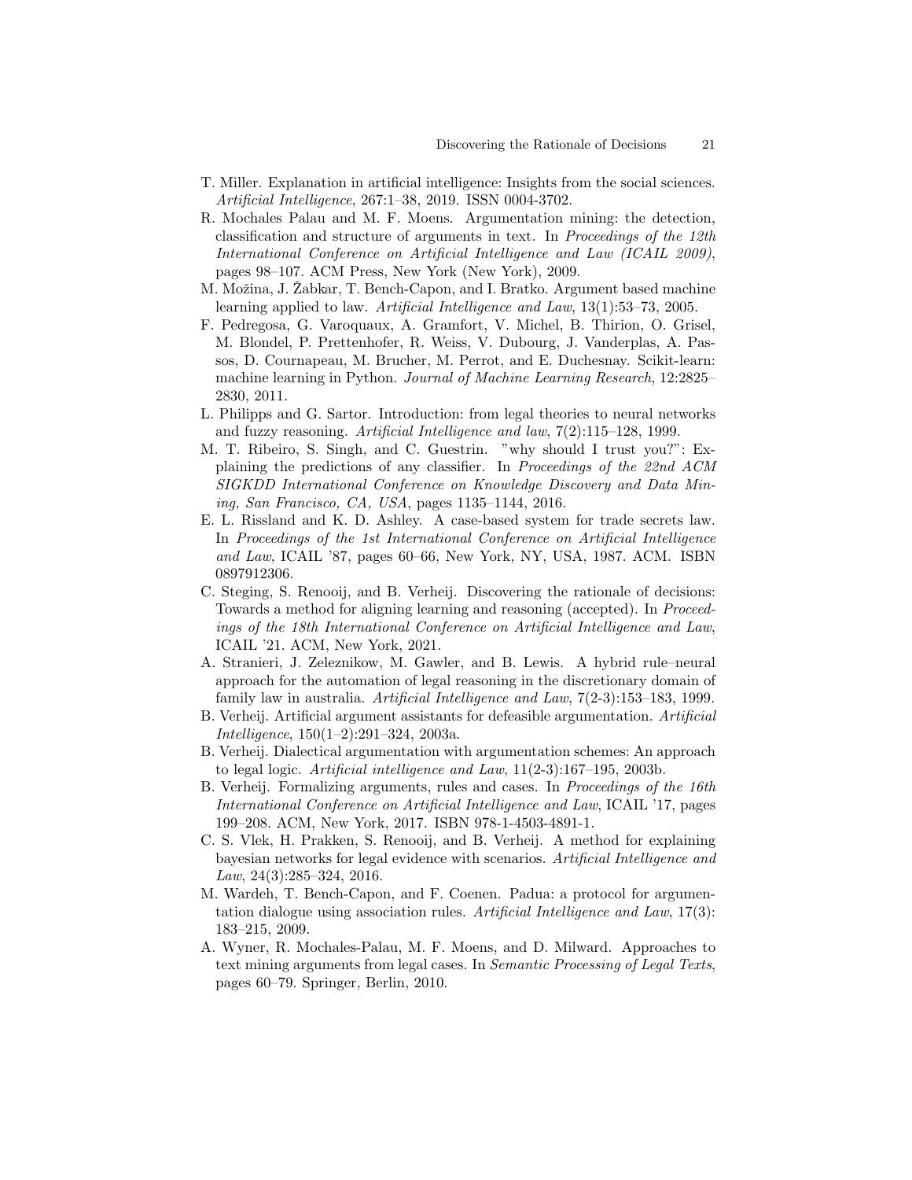T. Miller. Explanation in artificial intelligence: Insights from the social sciences. *Artificial Intelligence*, 267:1–38, 2019. ISSN 0004-3702.

R. Mochales Palau and M. F. Moens. Argumentation mining: the detection, classification and structure of arguments in text. In *Proceedings of the 12th International Conference on Artificial Intelligence and Law (ICAIL 2009)*, pages 98–107. ACM Press, New York (New York), 2009.

M. Možina, J. Žabkar, T. Bench-Capon, and I. Bratko. Argument based machine learning applied to law. *Artificial Intelligence and Law*, 13(1):53–73, 2005.

F. Pedregosa, G. Varoquaux, A. Gramfort, V. Michel, B. Thirion, O. Grisel, M. Blondel, P. Prettenhofer, R. Weiss, V. Dubourg, J. Vanderplas, A. Passos, D. Cournapeau, M. Brucher, M. Perrot, and E. Duchesnay. Scikit-learn: machine learning in Python. *Journal of Machine Learning Research*, 12:2825–2830, 2011.

L. Philipps and G. Sartor. Introduction: from legal theories to neural networks and fuzzy reasoning. *Artificial Intelligence and law*, 7(2):115–128, 1999.

M. T. Ribeiro, S. Singh, and C. Guestrin. "why should I trust you?": Explaining the predictions of any classifier. In *Proceedings of the 22nd ACM SIGKDD International Conference on Knowledge Discovery and Data Mining, San Francisco, CA, USA*, pages 1135–1144, 2016.

E. L. Rissland and K. D. Ashley. A case-based system for trade secrets law. In *Proceedings of the 1st International Conference on Artificial Intelligence and Law*, ICAIL '87, pages 60–66, New York, NY, USA, 1987. ACM. ISBN 0897912306.

C. Steging, S. Renooij, and B. Verheij. Discovering the rationale of decisions: Towards a method for aligning learning and reasoning (accepted). In *Proceedings of the 18th International Conference on Artificial Intelligence and Law*, ICAIL '21. ACM, New York, 2021.

A. Stranieri, J. Zeleznikow, M. Gawler, and B. Lewis. A hybrid rule–neural approach for the automation of legal reasoning in the discretionary domain of family law in australia. *Artificial Intelligence and Law*, 7(2-3):153–183, 1999.

B. Verheij. Artificial argument assistants for defeasible argumentation. *Artificial Intelligence*, 150(1–2):291–324, 2003a.

B. Verheij. Dialectical argumentation with argumentation schemes: An approach to legal logic. *Artificial intelligence and Law*, 11(2-3):167–195, 2003b.

B. Verheij. Formalizing arguments, rules and cases. In *Proceedings of the 16th International Conference on Artificial Intelligence and Law*, ICAIL '17, pages 199–208. ACM, New York, 2017. ISBN 978-1-4503-4891-1.

C. S. Vlek, H. Prakken, S. Renooij, and B. Verheij. A method for explaining bayesian networks for legal evidence with scenarios. *Artificial Intelligence and Law*, 24(3):285–324, 2016.

M. Wardeh, T. Bench-Capon, and F. Coenen. Padua: a protocol for argumentation dialogue using association rules. *Artificial Intelligence and Law*, 17(3): 183–215, 2009.

A. Wyner, R. Mochales-Palau, M. F. Moens, and D. Milward. Approaches to text mining arguments from legal cases. In *Semantic Processing of Legal Texts*, pages 60–79. Springer, Berlin, 2010.